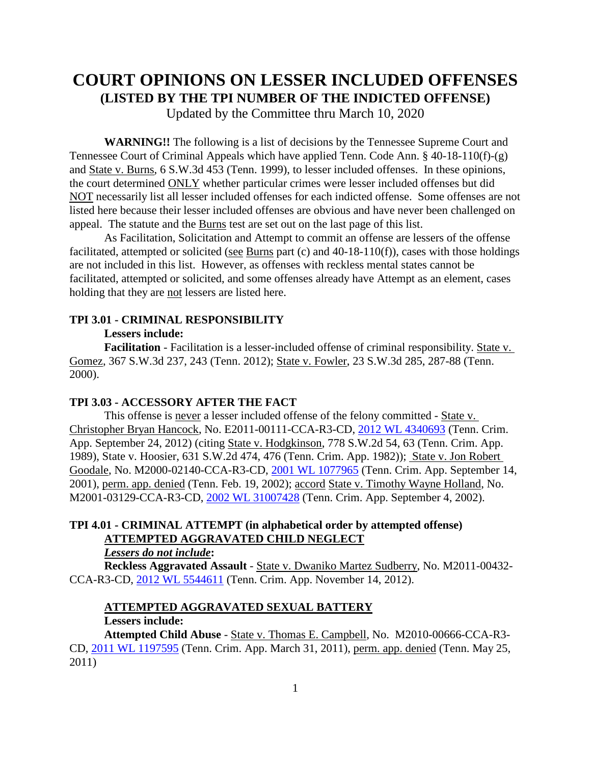# COURT OPINIONS ON LESSER INCLUDED OFFENSES
## (LISTED BY THE TPI NUMBER OF THE INDICTED OFFENSE)

Updated by the Committee thru March 10, 2020

**WARNING!!** The following is a list of decisions by the Tennessee Supreme Court and Tennessee Court of Criminal Appeals which have applied Tenn. Code Ann. § 40-18-110(f)-(g) and State v. Burns, 6 S.W.3d 453 (Tenn. 1999), to lesser included offenses. In these opinions, the court determined ONLY whether particular crimes were lesser included offenses but did NOT necessarily list all lesser included offenses for each indicted offense. Some offenses are not listed here because their lesser included offenses are obvious and have never been challenged on appeal. The statute and the Burns test are set out on the last page of this list.

As Facilitation, Solicitation and Attempt to commit an offense are lessers of the offense facilitated, attempted or solicited (see Burns part (c) and 40-18-110(f)), cases with those holdings are not included in this list. However, as offenses with reckless mental states cannot be facilitated, attempted or solicited, and some offenses already have Attempt as an element, cases holding that they are not lessers are listed here.

### TPI 3.01 - CRIMINAL RESPONSIBILITY

**Lessers include:**

**Facilitation** - Facilitation is a lesser-included offense of criminal responsibility. State v. Gomez, 367 S.W.3d 237, 243 (Tenn. 2012); State v. Fowler, 23 S.W.3d 285, 287-88 (Tenn. 2000).

### TPI 3.03 - ACCESSORY AFTER THE FACT

This offense is never a lesser included offense of the felony committed - State v. Christopher Bryan Hancock, No. E2011-00111-CCA-R3-CD, 2012 WL 4340693 (Tenn. Crim. App. September 24, 2012) (citing State v. Hodgkinson, 778 S.W.2d 54, 63 (Tenn. Crim. App. 1989), State v. Hoosier, 631 S.W.2d 474, 476 (Tenn. Crim. App. 1982)); State v. Jon Robert Goodale, No. M2000-02140-CCA-R3-CD, 2001 WL 1077965 (Tenn. Crim. App. September 14, 2001), perm. app. denied (Tenn. Feb. 19, 2002); accord State v. Timothy Wayne Holland, No. M2001-03129-CCA-R3-CD, 2002 WL 31007428 (Tenn. Crim. App. September 4, 2002).

### TPI 4.01 - CRIMINAL ATTEMPT (in alphabetical order by attempted offense)

#### ATTEMPTED AGGRAVATED CHILD NEGLECT

***Lessers do not include*:**

**Reckless Aggravated Assault** - State v. Dwaniko Martez Sudberry, No. M2011-00432-CCA-R3-CD, 2012 WL 5544611 (Tenn. Crim. App. November 14, 2012).

#### ATTEMPTED AGGRAVATED SEXUAL BATTERY

**Lessers include:**

**Attempted Child Abuse** - State v. Thomas E. Campbell, No. M2010-00666-CCA-R3-CD, 2011 WL 1197595 (Tenn. Crim. App. March 31, 2011), perm. app. denied (Tenn. May 25, 2011)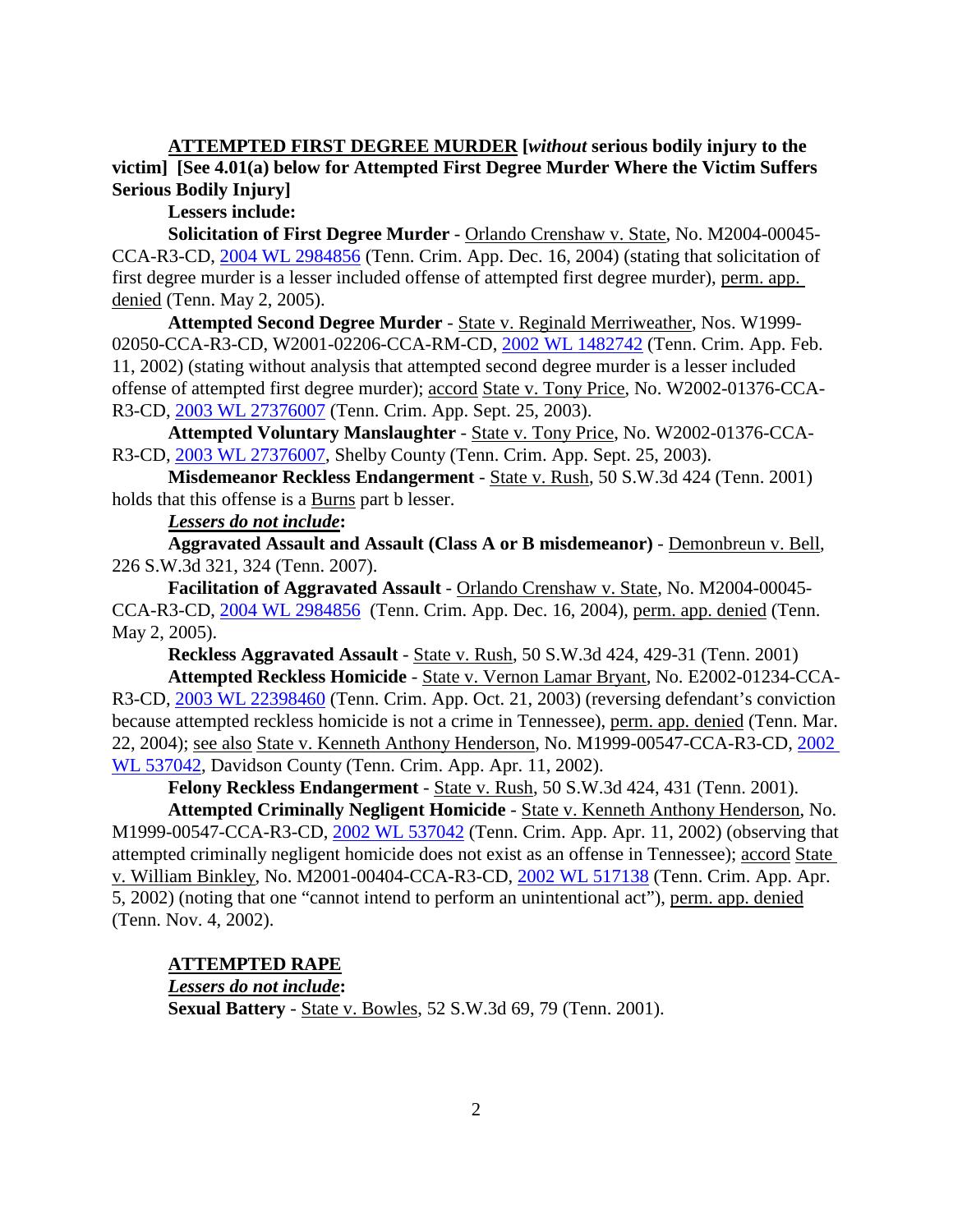**ATTEMPTED FIRST DEGREE MURDER [*without* serious bodily injury to the victim] [See 4.01(a) below for Attempted First Degree Murder Where the Victim Suffers Serious Bodily Injury]**

**Lessers include:**

**Solicitation of First Degree Murder** - Orlando Crenshaw v. State, No. M2004-00045-CCA-R3-CD, 2004 WL 2984856 (Tenn. Crim. App. Dec. 16, 2004) (stating that solicitation of first degree murder is a lesser included offense of attempted first degree murder), perm. app. denied (Tenn. May 2, 2005).

**Attempted Second Degree Murder** - State v. Reginald Merriweather, Nos. W1999-02050-CCA-R3-CD, W2001-02206-CCA-RM-CD, 2002 WL 1482742 (Tenn. Crim. App. Feb. 11, 2002) (stating without analysis that attempted second degree murder is a lesser included offense of attempted first degree murder); accord State v. Tony Price, No. W2002-01376-CCA-R3-CD, 2003 WL 27376007 (Tenn. Crim. App. Sept. 25, 2003).

**Attempted Voluntary Manslaughter** - State v. Tony Price, No. W2002-01376-CCA-R3-CD, 2003 WL 27376007, Shelby County (Tenn. Crim. App. Sept. 25, 2003).

**Misdemeanor Reckless Endangerment** - State v. Rush, 50 S.W.3d 424 (Tenn. 2001) holds that this offense is a Burns part b lesser.

***Lessers do not include*:**

**Aggravated Assault and Assault (Class A or B misdemeanor)** - Demonbreun v. Bell, 226 S.W.3d 321, 324 (Tenn. 2007).

**Facilitation of Aggravated Assault** - Orlando Crenshaw v. State, No. M2004-00045-CCA-R3-CD, 2004 WL 2984856 (Tenn. Crim. App. Dec. 16, 2004), perm. app. denied (Tenn. May 2, 2005).

**Reckless Aggravated Assault** - State v. Rush, 50 S.W.3d 424, 429-31 (Tenn. 2001)

**Attempted Reckless Homicide** - State v. Vernon Lamar Bryant, No. E2002-01234-CCA-R3-CD, 2003 WL 22398460 (Tenn. Crim. App. Oct. 21, 2003) (reversing defendant's conviction because attempted reckless homicide is not a crime in Tennessee), perm. app. denied (Tenn. Mar. 22, 2004); see also State v. Kenneth Anthony Henderson, No. M1999-00547-CCA-R3-CD, 2002 WL 537042, Davidson County (Tenn. Crim. App. Apr. 11, 2002).

**Felony Reckless Endangerment** - State v. Rush, 50 S.W.3d 424, 431 (Tenn. 2001).

**Attempted Criminally Negligent Homicide** - State v. Kenneth Anthony Henderson, No. M1999-00547-CCA-R3-CD, 2002 WL 537042 (Tenn. Crim. App. Apr. 11, 2002) (observing that attempted criminally negligent homicide does not exist as an offense in Tennessee); accord State v. William Binkley, No. M2001-00404-CCA-R3-CD, 2002 WL 517138 (Tenn. Crim. App. Apr. 5, 2002) (noting that one "cannot intend to perform an unintentional act"), perm. app. denied (Tenn. Nov. 4, 2002).

**ATTEMPTED RAPE**

***Lessers do not include*:**

**Sexual Battery** - State v. Bowles, 52 S.W.3d 69, 79 (Tenn. 2001).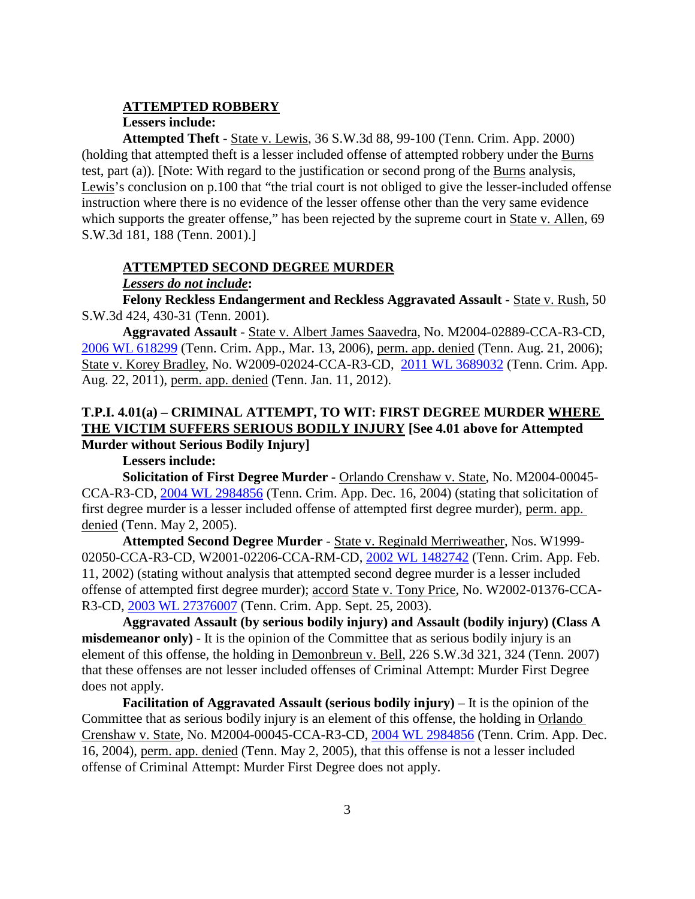**ATTEMPTED ROBBERY**

**Lessers include:**

**Attempted Theft** - State v. Lewis, 36 S.W.3d 88, 99-100 (Tenn. Crim. App. 2000) (holding that attempted theft is a lesser included offense of attempted robbery under the Burns test, part (a)). [Note: With regard to the justification or second prong of the Burns analysis, Lewis's conclusion on p.100 that "the trial court is not obliged to give the lesser-included offense instruction where there is no evidence of the lesser offense other than the very same evidence which supports the greater offense," has been rejected by the supreme court in State v. Allen, 69 S.W.3d 181, 188 (Tenn. 2001).]

**ATTEMPTED SECOND DEGREE MURDER**

***Lessers do not include*:**

**Felony Reckless Endangerment and Reckless Aggravated Assault** - State v. Rush, 50 S.W.3d 424, 430-31 (Tenn. 2001).

**Aggravated Assault** - State v. Albert James Saavedra, No. M2004-02889-CCA-R3-CD, 2006 WL 618299 (Tenn. Crim. App., Mar. 13, 2006), perm. app. denied (Tenn. Aug. 21, 2006); State v. Korey Bradley, No. W2009-02024-CCA-R3-CD, 2011 WL 3689032 (Tenn. Crim. App. Aug. 22, 2011), perm. app. denied (Tenn. Jan. 11, 2012).

## T.P.I. 4.01(a) – CRIMINAL ATTEMPT, TO WIT: FIRST DEGREE MURDER WHERE THE VICTIM SUFFERS SERIOUS BODILY INJURY [See 4.01 above for Attempted Murder without Serious Bodily Injury]

**Lessers include:**

**Solicitation of First Degree Murder** - Orlando Crenshaw v. State, No. M2004-00045-CCA-R3-CD, 2004 WL 2984856 (Tenn. Crim. App. Dec. 16, 2004) (stating that solicitation of first degree murder is a lesser included offense of attempted first degree murder), perm. app. denied (Tenn. May 2, 2005).

**Attempted Second Degree Murder** - State v. Reginald Merriweather, Nos. W1999-02050-CCA-R3-CD, W2001-02206-CCA-RM-CD, 2002 WL 1482742 (Tenn. Crim. App. Feb. 11, 2002) (stating without analysis that attempted second degree murder is a lesser included offense of attempted first degree murder); accord State v. Tony Price, No. W2002-01376-CCA-R3-CD, 2003 WL 27376007 (Tenn. Crim. App. Sept. 25, 2003).

**Aggravated Assault (by serious bodily injury) and Assault (bodily injury) (Class A misdemeanor only)** - It is the opinion of the Committee that as serious bodily injury is an element of this offense, the holding in Demonbreun v. Bell, 226 S.W.3d 321, 324 (Tenn. 2007) that these offenses are not lesser included offenses of Criminal Attempt: Murder First Degree does not apply.

**Facilitation of Aggravated Assault (serious bodily injury)** – It is the opinion of the Committee that as serious bodily injury is an element of this offense, the holding in Orlando Crenshaw v. State, No. M2004-00045-CCA-R3-CD, 2004 WL 2984856 (Tenn. Crim. App. Dec. 16, 2004), perm. app. denied (Tenn. May 2, 2005), that this offense is not a lesser included offense of Criminal Attempt: Murder First Degree does not apply.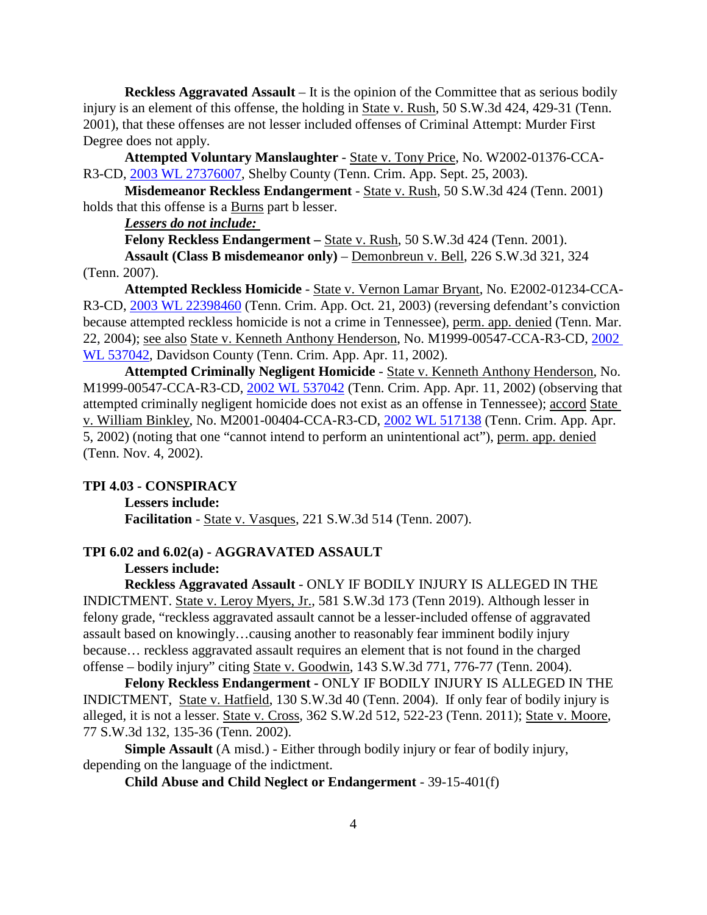**Reckless Aggravated Assault** – It is the opinion of the Committee that as serious bodily injury is an element of this offense, the holding in State v. Rush, 50 S.W.3d 424, 429-31 (Tenn. 2001), that these offenses are not lesser included offenses of Criminal Attempt: Murder First Degree does not apply.

**Attempted Voluntary Manslaughter** - State v. Tony Price, No. W2002-01376-CCA-R3-CD, 2003 WL 27376007, Shelby County (Tenn. Crim. App. Sept. 25, 2003).

**Misdemeanor Reckless Endangerment** - State v. Rush, 50 S.W.3d 424 (Tenn. 2001) holds that this offense is a Burns part b lesser.

***Lessers do not include:***

**Felony Reckless Endangerment –** State v. Rush, 50 S.W.3d 424 (Tenn. 2001).

**Assault (Class B misdemeanor only)** – Demonbreun v. Bell, 226 S.W.3d 321, 324 (Tenn. 2007).

**Attempted Reckless Homicide** - State v. Vernon Lamar Bryant, No. E2002-01234-CCA-R3-CD, 2003 WL 22398460 (Tenn. Crim. App. Oct. 21, 2003) (reversing defendant's conviction because attempted reckless homicide is not a crime in Tennessee), perm. app. denied (Tenn. Mar. 22, 2004); see also State v. Kenneth Anthony Henderson, No. M1999-00547-CCA-R3-CD, 2002 WL 537042, Davidson County (Tenn. Crim. App. Apr. 11, 2002).

**Attempted Criminally Negligent Homicide** - State v. Kenneth Anthony Henderson, No. M1999-00547-CCA-R3-CD, 2002 WL 537042 (Tenn. Crim. App. Apr. 11, 2002) (observing that attempted criminally negligent homicide does not exist as an offense in Tennessee); accord State v. William Binkley, No. M2001-00404-CCA-R3-CD, 2002 WL 517138 (Tenn. Crim. App. Apr. 5, 2002) (noting that one "cannot intend to perform an unintentional act"), perm. app. denied (Tenn. Nov. 4, 2002).

**TPI 4.03 - CONSPIRACY**

**Lessers include:**

**Facilitation** - State v. Vasques, 221 S.W.3d 514 (Tenn. 2007).

**TPI 6.02 and 6.02(a) - AGGRAVATED ASSAULT**

**Lessers include:**

**Reckless Aggravated Assault** - ONLY IF BODILY INJURY IS ALLEGED IN THE INDICTMENT. State v. Leroy Myers, Jr., 581 S.W.3d 173 (Tenn 2019). Although lesser in felony grade, "reckless aggravated assault cannot be a lesser-included offense of aggravated assault based on knowingly…causing another to reasonably fear imminent bodily injury because… reckless aggravated assault requires an element that is not found in the charged offense – bodily injury" citing State v. Goodwin, 143 S.W.3d 771, 776-77 (Tenn. 2004).

**Felony Reckless Endangerment -** ONLY IF BODILY INJURY IS ALLEGED IN THE INDICTMENT, State v. Hatfield, 130 S.W.3d 40 (Tenn. 2004). If only fear of bodily injury is alleged, it is not a lesser. State v. Cross, 362 S.W.2d 512, 522-23 (Tenn. 2011); State v. Moore, 77 S.W.3d 132, 135-36 (Tenn. 2002).

**Simple Assault** (A misd.) - Either through bodily injury or fear of bodily injury, depending on the language of the indictment.

**Child Abuse and Child Neglect or Endangerment** - 39-15-401(f)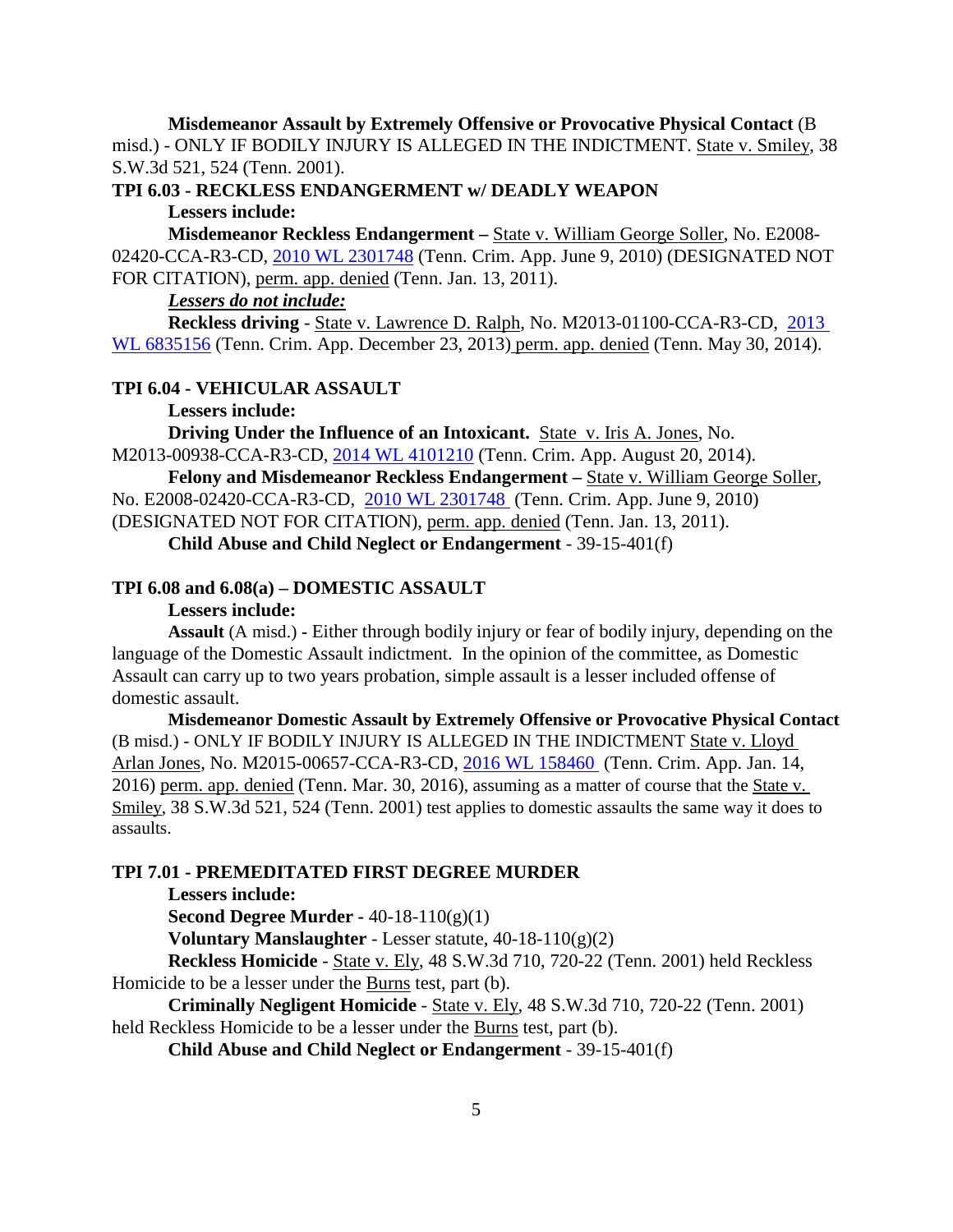**Misdemeanor Assault by Extremely Offensive or Provocative Physical Contact** (B misd.) - ONLY IF BODILY INJURY IS ALLEGED IN THE INDICTMENT. State v. Smiley, 38 S.W.3d 521, 524 (Tenn. 2001).

### TPI 6.03 - RECKLESS ENDANGERMENT w/ DEADLY WEAPON

**Lessers include:**

**Misdemeanor Reckless Endangerment –** State v. William George Soller, No. E2008-02420-CCA-R3-CD, 2010 WL 2301748 (Tenn. Crim. App. June 9, 2010) (DESIGNATED NOT FOR CITATION), perm. app. denied (Tenn. Jan. 13, 2011).

***Lessers do not include:***

**Reckless driving** - State v. Lawrence D. Ralph, No. M2013-01100-CCA-R3-CD, 2013 WL 6835156 (Tenn. Crim. App. December 23, 2013) perm. app. denied (Tenn. May 30, 2014).

### TPI 6.04 - VEHICULAR ASSAULT

**Lessers include:**

**Driving Under the Influence of an Intoxicant.** State v. Iris A. Jones, No. M2013-00938-CCA-R3-CD, 2014 WL 4101210 (Tenn. Crim. App. August 20, 2014).

**Felony and Misdemeanor Reckless Endangerment –** State v. William George Soller, No. E2008-02420-CCA-R3-CD, 2010 WL 2301748 (Tenn. Crim. App. June 9, 2010) (DESIGNATED NOT FOR CITATION), perm. app. denied (Tenn. Jan. 13, 2011).

**Child Abuse and Child Neglect or Endangerment** - 39-15-401(f)

### TPI 6.08 and 6.08(a) – DOMESTIC ASSAULT

**Lessers include:**

**Assault** (A misd.) - Either through bodily injury or fear of bodily injury, depending on the language of the Domestic Assault indictment. In the opinion of the committee, as Domestic Assault can carry up to two years probation, simple assault is a lesser included offense of domestic assault.

**Misdemeanor Domestic Assault by Extremely Offensive or Provocative Physical Contact** (B misd.) - ONLY IF BODILY INJURY IS ALLEGED IN THE INDICTMENT State v. Lloyd Arlan Jones, No. M2015-00657-CCA-R3-CD, 2016 WL 158460 (Tenn. Crim. App. Jan. 14, 2016) perm. app. denied (Tenn. Mar. 30, 2016), assuming as a matter of course that the State v. Smiley, 38 S.W.3d 521, 524 (Tenn. 2001) test applies to domestic assaults the same way it does to assaults.

### TPI 7.01 - PREMEDITATED FIRST DEGREE MURDER

**Lessers include:**

**Second Degree Murder -** 40-18-110(g)(1)

**Voluntary Manslaughter** - Lesser statute, 40-18-110(g)(2)

**Reckless Homicide** - State v. Ely, 48 S.W.3d 710, 720-22 (Tenn. 2001) held Reckless Homicide to be a lesser under the Burns test, part (b).

**Criminally Negligent Homicide** - State v. Ely, 48 S.W.3d 710, 720-22 (Tenn. 2001) held Reckless Homicide to be a lesser under the Burns test, part (b).

**Child Abuse and Child Neglect or Endangerment** - 39-15-401(f)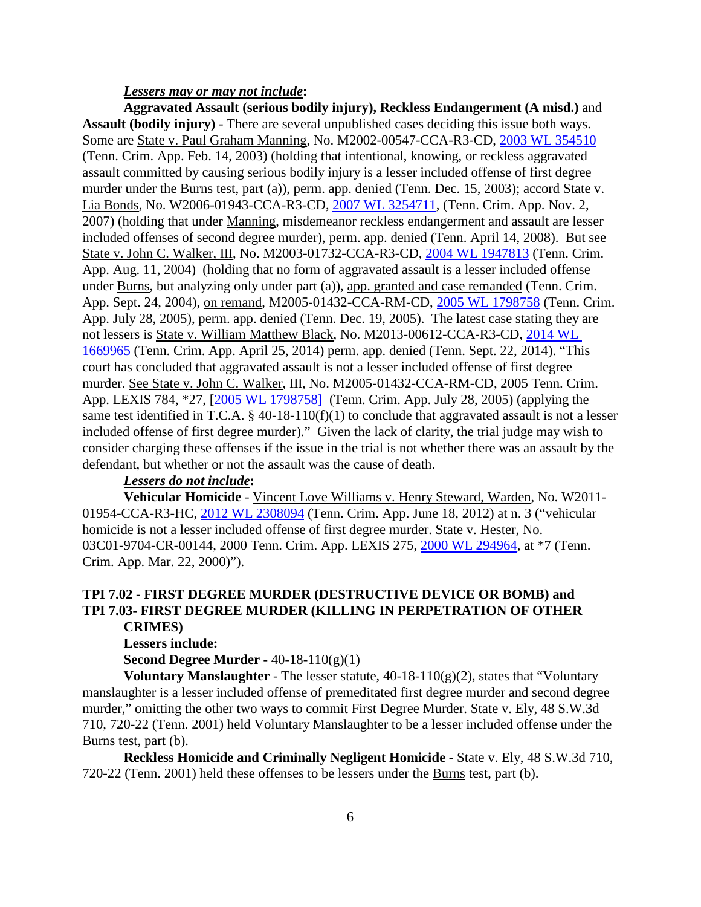***Lessers may or may not include*:**

**Aggravated Assault (serious bodily injury), Reckless Endangerment (A misd.)** and **Assault (bodily injury)** - There are several unpublished cases deciding this issue both ways. Some are State v. Paul Graham Manning, No. M2002-00547-CCA-R3-CD, 2003 WL 354510 (Tenn. Crim. App. Feb. 14, 2003) (holding that intentional, knowing, or reckless aggravated assault committed by causing serious bodily injury is a lesser included offense of first degree murder under the Burns test, part (a)), perm. app. denied (Tenn. Dec. 15, 2003); accord State v. Lia Bonds, No. W2006-01943-CCA-R3-CD, 2007 WL 3254711, (Tenn. Crim. App. Nov. 2, 2007) (holding that under Manning, misdemeanor reckless endangerment and assault are lesser included offenses of second degree murder), perm. app. denied (Tenn. April 14, 2008). But see State v. John C. Walker, III, No. M2003-01732-CCA-R3-CD, 2004 WL 1947813 (Tenn. Crim. App. Aug. 11, 2004) (holding that no form of aggravated assault is a lesser included offense under Burns, but analyzing only under part (a)), app. granted and case remanded (Tenn. Crim. App. Sept. 24, 2004), on remand, M2005-01432-CCA-RM-CD, 2005 WL 1798758 (Tenn. Crim. App. July 28, 2005), perm. app. denied (Tenn. Dec. 19, 2005). The latest case stating they are not lessers is State v. William Matthew Black, No. M2013-00612-CCA-R3-CD, 2014 WL 1669965 (Tenn. Crim. App. April 25, 2014) perm. app. denied (Tenn. Sept. 22, 2014). "This court has concluded that aggravated assault is not a lesser included offense of first degree murder. See State v. John C. Walker, III, No. M2005-01432-CCA-RM-CD, 2005 Tenn. Crim. App. LEXIS 784, *27, [2005 WL 1798758] (Tenn. Crim. App. July 28, 2005) (applying the same test identified in T.C.A. § 40-18-110(f)(1) to conclude that aggravated assault is not a lesser included offense of first degree murder)." Given the lack of clarity, the trial judge may wish to consider charging these offenses if the issue in the trial is not whether there was an assault by the defendant, but whether or not the assault was the cause of death.

***Lessers do not include*:**

**Vehicular Homicide** - Vincent Love Williams v. Henry Steward, Warden, No. W2011-01954-CCA-R3-HC, 2012 WL 2308094 (Tenn. Crim. App. June 18, 2012) at n. 3 ("vehicular homicide is not a lesser included offense of first degree murder. State v. Hester, No. 03C01-9704-CR-00144, 2000 Tenn. Crim. App. LEXIS 275, 2000 WL 294964, at *7 (Tenn. Crim. App. Mar. 22, 2000)").

## TPI 7.02 - FIRST DEGREE MURDER (DESTRUCTIVE DEVICE OR BOMB) and TPI 7.03- FIRST DEGREE MURDER (KILLING IN PERPETRATION OF OTHER CRIMES)

**Lessers include:**

**Second Degree Murder -** 40-18-110(g)(1)

**Voluntary Manslaughter** - The lesser statute, 40-18-110(g)(2), states that "Voluntary manslaughter is a lesser included offense of premeditated first degree murder and second degree murder," omitting the other two ways to commit First Degree Murder. State v. Ely, 48 S.W.3d 710, 720-22 (Tenn. 2001) held Voluntary Manslaughter to be a lesser included offense under the Burns test, part (b).

**Reckless Homicide and Criminally Negligent Homicide** - State v. Ely, 48 S.W.3d 710, 720-22 (Tenn. 2001) held these offenses to be lessers under the Burns test, part (b).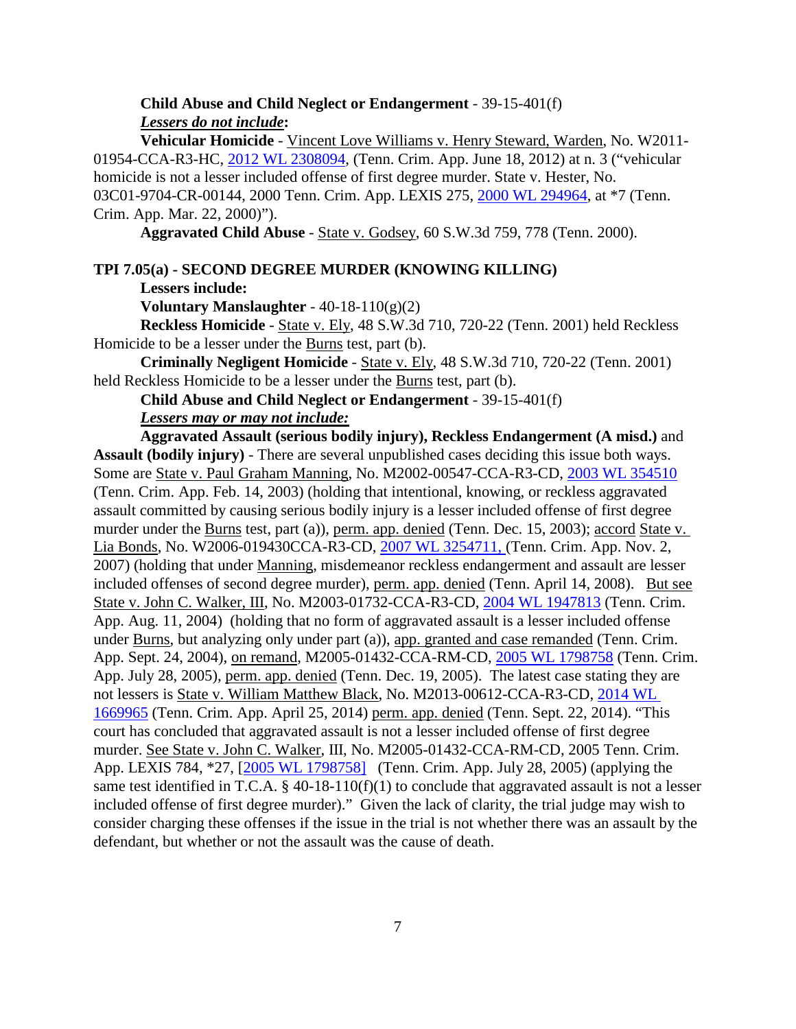**Child Abuse and Child Neglect or Endangerment** - 39-15-401(f)

***Lessers do not include*:**

**Vehicular Homicide** - Vincent Love Williams v. Henry Steward, Warden, No. W2011-01954-CCA-R3-HC, 2012 WL 2308094, (Tenn. Crim. App. June 18, 2012) at n. 3 ("vehicular homicide is not a lesser included offense of first degree murder. State v. Hester, No. 03C01-9704-CR-00144, 2000 Tenn. Crim. App. LEXIS 275, 2000 WL 294964, at *7 (Tenn. Crim. App. Mar. 22, 2000)").

**Aggravated Child Abuse** - State v. Godsey, 60 S.W.3d 759, 778 (Tenn. 2000).

## TPI 7.05(a) - SECOND DEGREE MURDER (KNOWING KILLING)

**Lessers include:**

**Voluntary Manslaughter** - 40-18-110(g)(2)

**Reckless Homicide** - State v. Ely, 48 S.W.3d 710, 720-22 (Tenn. 2001) held Reckless Homicide to be a lesser under the Burns test, part (b).

**Criminally Negligent Homicide** - State v. Ely, 48 S.W.3d 710, 720-22 (Tenn. 2001) held Reckless Homicide to be a lesser under the Burns test, part (b).

**Child Abuse and Child Neglect or Endangerment** - 39-15-401(f)

***Lessers may or may not include:***

**Aggravated Assault (serious bodily injury), Reckless Endangerment (A misd.)** and **Assault (bodily injury)** - There are several unpublished cases deciding this issue both ways. Some are State v. Paul Graham Manning, No. M2002-00547-CCA-R3-CD, 2003 WL 354510 (Tenn. Crim. App. Feb. 14, 2003) (holding that intentional, knowing, or reckless aggravated assault committed by causing serious bodily injury is a lesser included offense of first degree murder under the Burns test, part (a)), perm. app. denied (Tenn. Dec. 15, 2003); accord State v. Lia Bonds, No. W2006-019430CCA-R3-CD, 2007 WL 3254711, (Tenn. Crim. App. Nov. 2, 2007) (holding that under Manning, misdemeanor reckless endangerment and assault are lesser included offenses of second degree murder), perm. app. denied (Tenn. April 14, 2008). But see State v. John C. Walker, III, No. M2003-01732-CCA-R3-CD, 2004 WL 1947813 (Tenn. Crim. App. Aug. 11, 2004) (holding that no form of aggravated assault is a lesser included offense under Burns, but analyzing only under part (a)), app. granted and case remanded (Tenn. Crim. App. Sept. 24, 2004), on remand, M2005-01432-CCA-RM-CD, 2005 WL 1798758 (Tenn. Crim. App. July 28, 2005), perm. app. denied (Tenn. Dec. 19, 2005). The latest case stating they are not lessers is State v. William Matthew Black, No. M2013-00612-CCA-R3-CD, 2014 WL 1669965 (Tenn. Crim. App. April 25, 2014) perm. app. denied (Tenn. Sept. 22, 2014). "This court has concluded that aggravated assault is not a lesser included offense of first degree murder. See State v. John C. Walker, III, No. M2005-01432-CCA-RM-CD, 2005 Tenn. Crim. App. LEXIS 784, *27, [2005 WL 1798758] (Tenn. Crim. App. July 28, 2005) (applying the same test identified in T.C.A. § 40-18-110(f)(1) to conclude that aggravated assault is not a lesser included offense of first degree murder)." Given the lack of clarity, the trial judge may wish to consider charging these offenses if the issue in the trial is not whether there was an assault by the defendant, but whether or not the assault was the cause of death.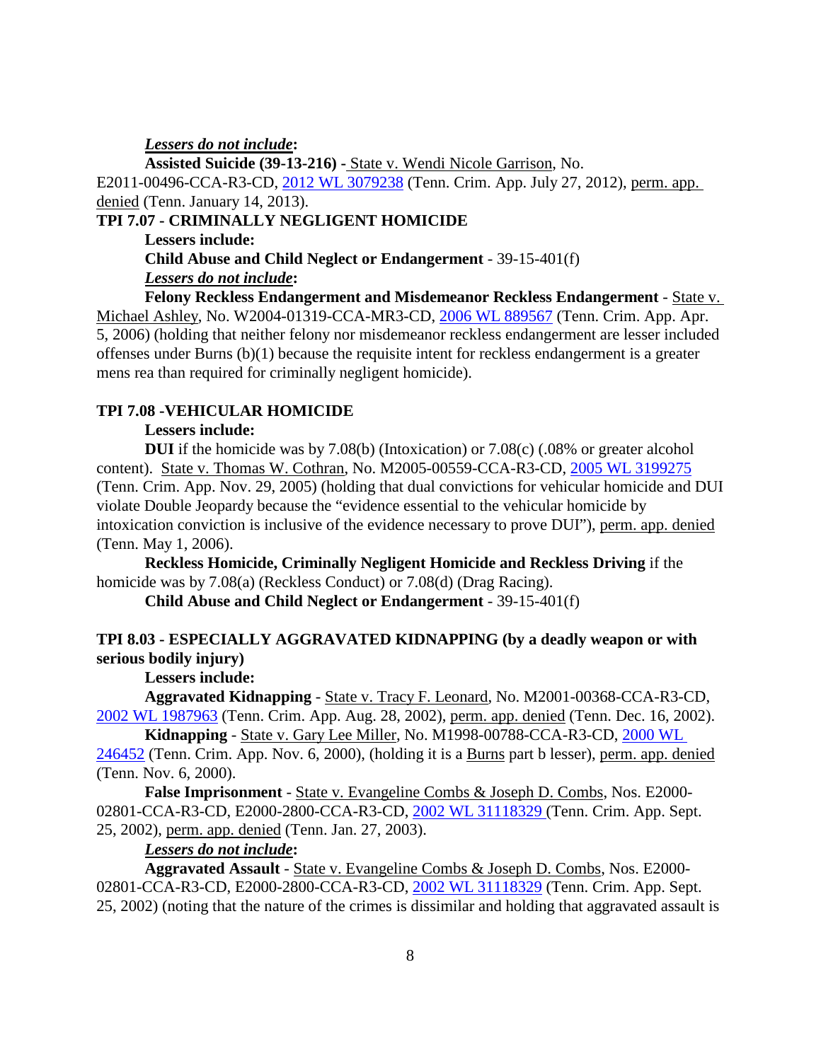***Lessers do not include*:**

**Assisted Suicide (39-13-216) -** State v. Wendi Nicole Garrison, No. E2011-00496-CCA-R3-CD, 2012 WL 3079238 (Tenn. Crim. App. July 27, 2012), perm. app. denied (Tenn. January 14, 2013).

**TPI 7.07 - CRIMINALLY NEGLIGENT HOMICIDE**

**Lessers include:**

**Child Abuse and Child Neglect or Endangerment** - 39-15-401(f)

***Lessers do not include*:**

**Felony Reckless Endangerment and Misdemeanor Reckless Endangerment** - State v. Michael Ashley, No. W2004-01319-CCA-MR3-CD, 2006 WL 889567 (Tenn. Crim. App. Apr. 5, 2006) (holding that neither felony nor misdemeanor reckless endangerment are lesser included offenses under Burns (b)(1) because the requisite intent for reckless endangerment is a greater mens rea than required for criminally negligent homicide).

**TPI 7.08 -VEHICULAR HOMICIDE**

**Lessers include:**

**DUI** if the homicide was by 7.08(b) (Intoxication) or 7.08(c) (.08% or greater alcohol content). State v. Thomas W. Cothran, No. M2005-00559-CCA-R3-CD, 2005 WL 3199275 (Tenn. Crim. App. Nov. 29, 2005) (holding that dual convictions for vehicular homicide and DUI violate Double Jeopardy because the "evidence essential to the vehicular homicide by intoxication conviction is inclusive of the evidence necessary to prove DUI"), perm. app. denied (Tenn. May 1, 2006).

**Reckless Homicide, Criminally Negligent Homicide and Reckless Driving** if the homicide was by 7.08(a) (Reckless Conduct) or 7.08(d) (Drag Racing).

**Child Abuse and Child Neglect or Endangerment** - 39-15-401(f)

**TPI 8.03 - ESPECIALLY AGGRAVATED KIDNAPPING (by a deadly weapon or with serious bodily injury)**

**Lessers include:**

**Aggravated Kidnapping** - State v. Tracy F. Leonard, No. M2001-00368-CCA-R3-CD, 2002 WL 1987963 (Tenn. Crim. App. Aug. 28, 2002), perm. app. denied (Tenn. Dec. 16, 2002).

**Kidnapping** - State v. Gary Lee Miller, No. M1998-00788-CCA-R3-CD, 2000 WL 246452 (Tenn. Crim. App. Nov. 6, 2000), (holding it is a Burns part b lesser), perm. app. denied (Tenn. Nov. 6, 2000).

**False Imprisonment** - State v. Evangeline Combs & Joseph D. Combs, Nos. E2000-02801-CCA-R3-CD, E2000-2800-CCA-R3-CD, 2002 WL 31118329 (Tenn. Crim. App. Sept. 25, 2002), perm. app. denied (Tenn. Jan. 27, 2003).

***Lessers do not include*:**

**Aggravated Assault** - State v. Evangeline Combs & Joseph D. Combs, Nos. E2000-02801-CCA-R3-CD, E2000-2800-CCA-R3-CD, 2002 WL 31118329 (Tenn. Crim. App. Sept. 25, 2002) (noting that the nature of the crimes is dissimilar and holding that aggravated assault is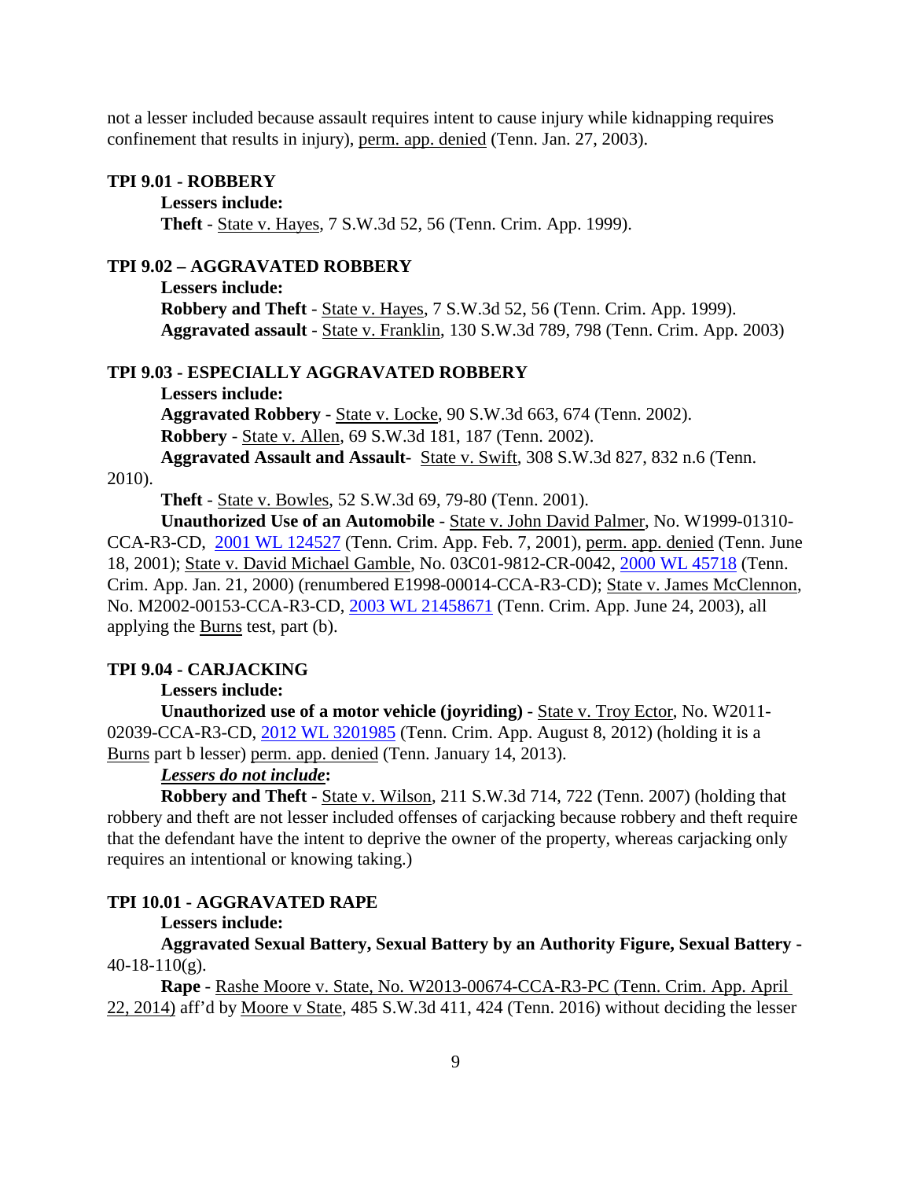not a lesser included because assault requires intent to cause injury while kidnapping requires confinement that results in injury), perm. app. denied (Tenn. Jan. 27, 2003).

**TPI 9.01 - ROBBERY**

**Lessers include:**

**Theft** - State v. Hayes, 7 S.W.3d 52, 56 (Tenn. Crim. App. 1999).

**TPI 9.02 – AGGRAVATED ROBBERY**

**Lessers include:**

**Robbery and Theft** - State v. Hayes, 7 S.W.3d 52, 56 (Tenn. Crim. App. 1999).
**Aggravated assault** - State v. Franklin, 130 S.W.3d 789, 798 (Tenn. Crim. App. 2003)

**TPI 9.03 - ESPECIALLY AGGRAVATED ROBBERY**

**Lessers include:**

**Aggravated Robbery** - State v. Locke, 90 S.W.3d 663, 674 (Tenn. 2002).
**Robbery** - State v. Allen, 69 S.W.3d 181, 187 (Tenn. 2002).
**Aggravated Assault and Assault**- State v. Swift, 308 S.W.3d 827, 832 n.6 (Tenn. 2010).

**Theft** - State v. Bowles, 52 S.W.3d 69, 79-80 (Tenn. 2001).

**Unauthorized Use of an Automobile** - State v. John David Palmer, No. W1999-01310-CCA-R3-CD, 2001 WL 124527 (Tenn. Crim. App. Feb. 7, 2001), perm. app. denied (Tenn. June 18, 2001); State v. David Michael Gamble, No. 03C01-9812-CR-0042, 2000 WL 45718 (Tenn. Crim. App. Jan. 21, 2000) (renumbered E1998-00014-CCA-R3-CD); State v. James McClennon, No. M2002-00153-CCA-R3-CD, 2003 WL 21458671 (Tenn. Crim. App. June 24, 2003), all applying the Burns test, part (b).

**TPI 9.04 - CARJACKING**

**Lessers include:**

**Unauthorized use of a motor vehicle (joyriding)** - State v. Troy Ector, No. W2011-02039-CCA-R3-CD, 2012 WL 3201985 (Tenn. Crim. App. August 8, 2012) (holding it is a Burns part b lesser) perm. app. denied (Tenn. January 14, 2013).

***Lessers do not include*:**

**Robbery and Theft** - State v. Wilson, 211 S.W.3d 714, 722 (Tenn. 2007) (holding that robbery and theft are not lesser included offenses of carjacking because robbery and theft require that the defendant have the intent to deprive the owner of the property, whereas carjacking only requires an intentional or knowing taking.)

**TPI 10.01 - AGGRAVATED RAPE**

**Lessers include:**

**Aggravated Sexual Battery, Sexual Battery by an Authority Figure, Sexual Battery -** 40-18-110(g).

**Rape** - Rashe Moore v. State, No. W2013-00674-CCA-R3-PC (Tenn. Crim. App. April 22, 2014) aff'd by Moore v State, 485 S.W.3d 411, 424 (Tenn. 2016) without deciding the lesser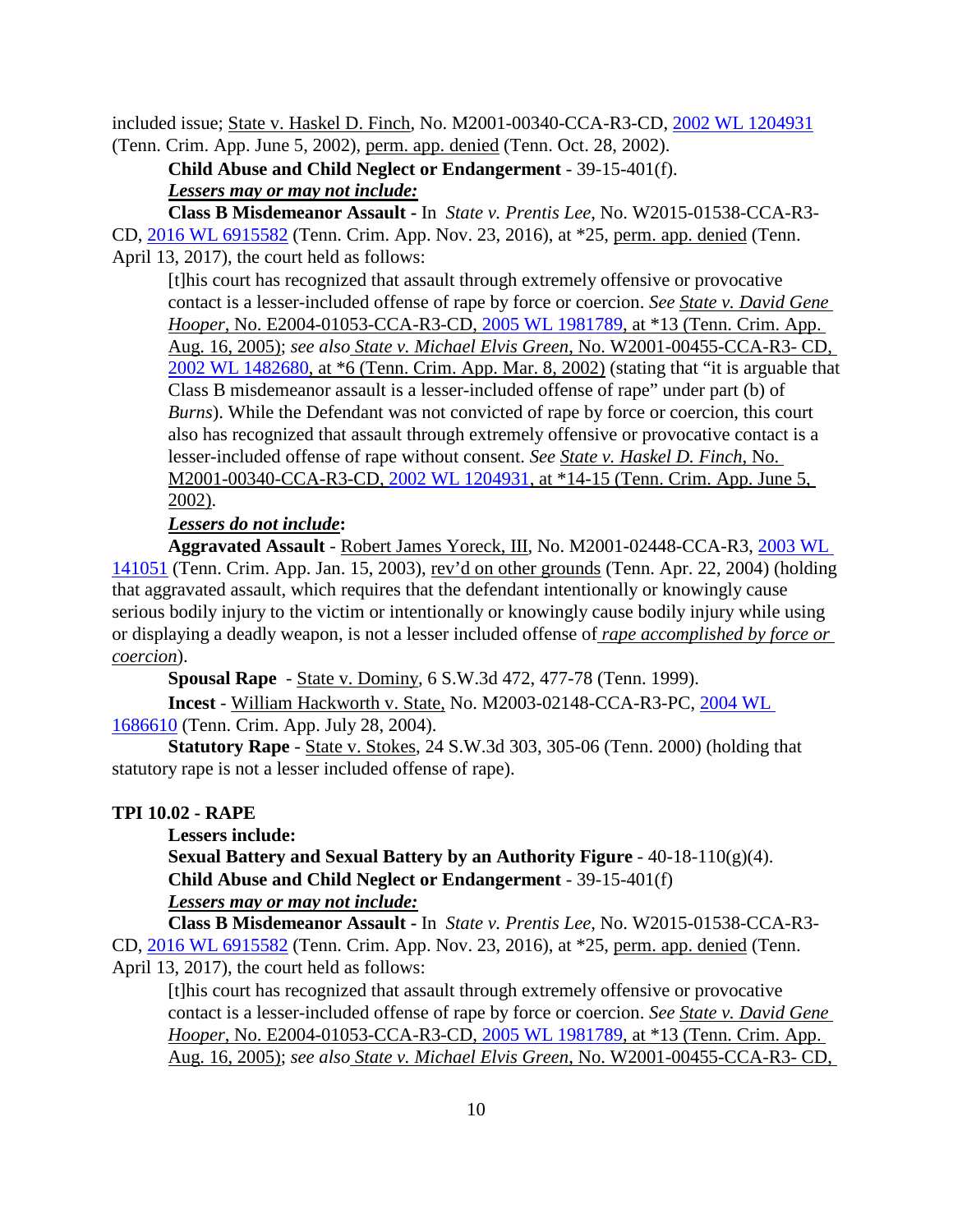included issue; State v. Haskel D. Finch, No. M2001-00340-CCA-R3-CD, 2002 WL 1204931 (Tenn. Crim. App. June 5, 2002), perm. app. denied (Tenn. Oct. 28, 2002).

**Child Abuse and Child Neglect or Endangerment** - 39-15-401(f).

***Lessers may or may not include:***

**Class B Misdemeanor Assault -** In *State v. Prentis Lee*, No. W2015-01538-CCA-R3-CD, 2016 WL 6915582 (Tenn. Crim. App. Nov. 23, 2016), at *25, perm. app. denied (Tenn. April 13, 2017), the court held as follows:

> [t]his court has recognized that assault through extremely offensive or provocative contact is a lesser-included offense of rape by force or coercion. *See State v. David Gene Hooper*, No. E2004-01053-CCA-R3-CD, 2005 WL 1981789, at *13 (Tenn. Crim. App. Aug. 16, 2005); *see also State v. Michael Elvis Green*, No. W2001-00455-CCA-R3- CD, 2002 WL 1482680, at *6 (Tenn. Crim. App. Mar. 8, 2002) (stating that "it is arguable that Class B misdemeanor assault is a lesser-included offense of rape" under part (b) of *Burns*). While the Defendant was not convicted of rape by force or coercion, this court also has recognized that assault through extremely offensive or provocative contact is a lesser-included offense of rape without consent. *See State v. Haskel D. Finch*, No. M2001-00340-CCA-R3-CD, 2002 WL 1204931, at *14-15 (Tenn. Crim. App. June 5, 2002).

***Lessers do not include*:**

**Aggravated Assault** - Robert James Yoreck, III, No. M2001-02448-CCA-R3, 2003 WL 141051 (Tenn. Crim. App. Jan. 15, 2003), rev'd on other grounds (Tenn. Apr. 22, 2004) (holding that aggravated assault, which requires that the defendant intentionally or knowingly cause serious bodily injury to the victim or intentionally or knowingly cause bodily injury while using or displaying a deadly weapon, is not a lesser included offense of *rape accomplished by force or coercion*).

**Spousal Rape** - State v. Dominy, 6 S.W.3d 472, 477-78 (Tenn. 1999).

**Incest** - William Hackworth v. State, No. M2003-02148-CCA-R3-PC, 2004 WL 1686610 (Tenn. Crim. App. July 28, 2004).

**Statutory Rape** - State v. Stokes, 24 S.W.3d 303, 305-06 (Tenn. 2000) (holding that statutory rape is not a lesser included offense of rape).

**TPI 10.02 - RAPE**

**Lessers include:**

**Sexual Battery and Sexual Battery by an Authority Figure** - 40-18-110(g)(4).

**Child Abuse and Child Neglect or Endangerment** - 39-15-401(f)

***Lessers may or may not include:***

**Class B Misdemeanor Assault -** In *State v. Prentis Lee*, No. W2015-01538-CCA-R3-CD, 2016 WL 6915582 (Tenn. Crim. App. Nov. 23, 2016), at *25, perm. app. denied (Tenn. April 13, 2017), the court held as follows:

> [t]his court has recognized that assault through extremely offensive or provocative contact is a lesser-included offense of rape by force or coercion. *See State v. David Gene Hooper*, No. E2004-01053-CCA-R3-CD, 2005 WL 1981789, at *13 (Tenn. Crim. App. Aug. 16, 2005); *see also State v. Michael Elvis Green*, No. W2001-00455-CCA-R3- CD,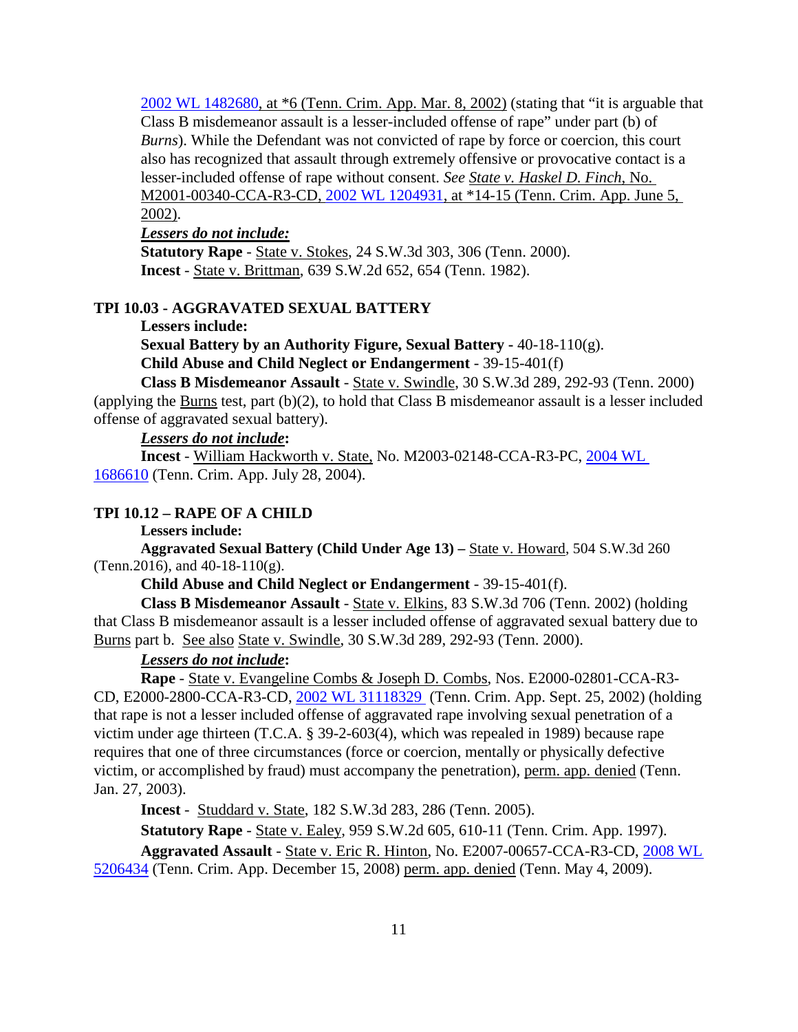2002 WL 1482680, at *6 (Tenn. Crim. App. Mar. 8, 2002) (stating that "it is arguable that Class B misdemeanor assault is a lesser-included offense of rape" under part (b) of *Burns*). While the Defendant was not convicted of rape by force or coercion, this court also has recognized that assault through extremely offensive or provocative contact is a lesser-included offense of rape without consent. *See State v. Haskel D. Finch*, No. M2001-00340-CCA-R3-CD, 2002 WL 1204931, at *14-15 (Tenn. Crim. App. June 5, 2002).

***Lessers do not include:***

**Statutory Rape** - State v. Stokes, 24 S.W.3d 303, 306 (Tenn. 2000).

**Incest** - State v. Brittman, 639 S.W.2d 652, 654 (Tenn. 1982).

**TPI 10.03 - AGGRAVATED SEXUAL BATTERY**

**Lessers include:**

**Sexual Battery by an Authority Figure, Sexual Battery -** 40-18-110(g).

**Child Abuse and Child Neglect or Endangerment** - 39-15-401(f)

**Class B Misdemeanor Assault** - State v. Swindle, 30 S.W.3d 289, 292-93 (Tenn. 2000) (applying the Burns test, part (b)(2), to hold that Class B misdemeanor assault is a lesser included offense of aggravated sexual battery).

***Lessers do not include*:**

**Incest** - William Hackworth v. State, No. M2003-02148-CCA-R3-PC, 2004 WL 1686610 (Tenn. Crim. App. July 28, 2004).

**TPI 10.12 – RAPE OF A CHILD**

**Lessers include:**

**Aggravated Sexual Battery (Child Under Age 13) –** State v. Howard, 504 S.W.3d 260 (Tenn.2016), and 40-18-110(g).

**Child Abuse and Child Neglect or Endangerment** - 39-15-401(f).

**Class B Misdemeanor Assault** - State v. Elkins, 83 S.W.3d 706 (Tenn. 2002) (holding that Class B misdemeanor assault is a lesser included offense of aggravated sexual battery due to Burns part b. See also State v. Swindle, 30 S.W.3d 289, 292-93 (Tenn. 2000).

***Lessers do not include*:**

**Rape** - State v. Evangeline Combs & Joseph D. Combs, Nos. E2000-02801-CCA-R3-CD, E2000-2800-CCA-R3-CD, 2002 WL 31118329 (Tenn. Crim. App. Sept. 25, 2002) (holding that rape is not a lesser included offense of aggravated rape involving sexual penetration of a victim under age thirteen (T.C.A. § 39-2-603(4), which was repealed in 1989) because rape requires that one of three circumstances (force or coercion, mentally or physically defective victim, or accomplished by fraud) must accompany the penetration), perm. app. denied (Tenn. Jan. 27, 2003).

**Incest** - Studdard v. State, 182 S.W.3d 283, 286 (Tenn. 2005).

**Statutory Rape** - State v. Ealey, 959 S.W.2d 605, 610-11 (Tenn. Crim. App. 1997).

**Aggravated Assault** - State v. Eric R. Hinton, No. E2007-00657-CCA-R3-CD, 2008 WL 5206434 (Tenn. Crim. App. December 15, 2008) perm. app. denied (Tenn. May 4, 2009).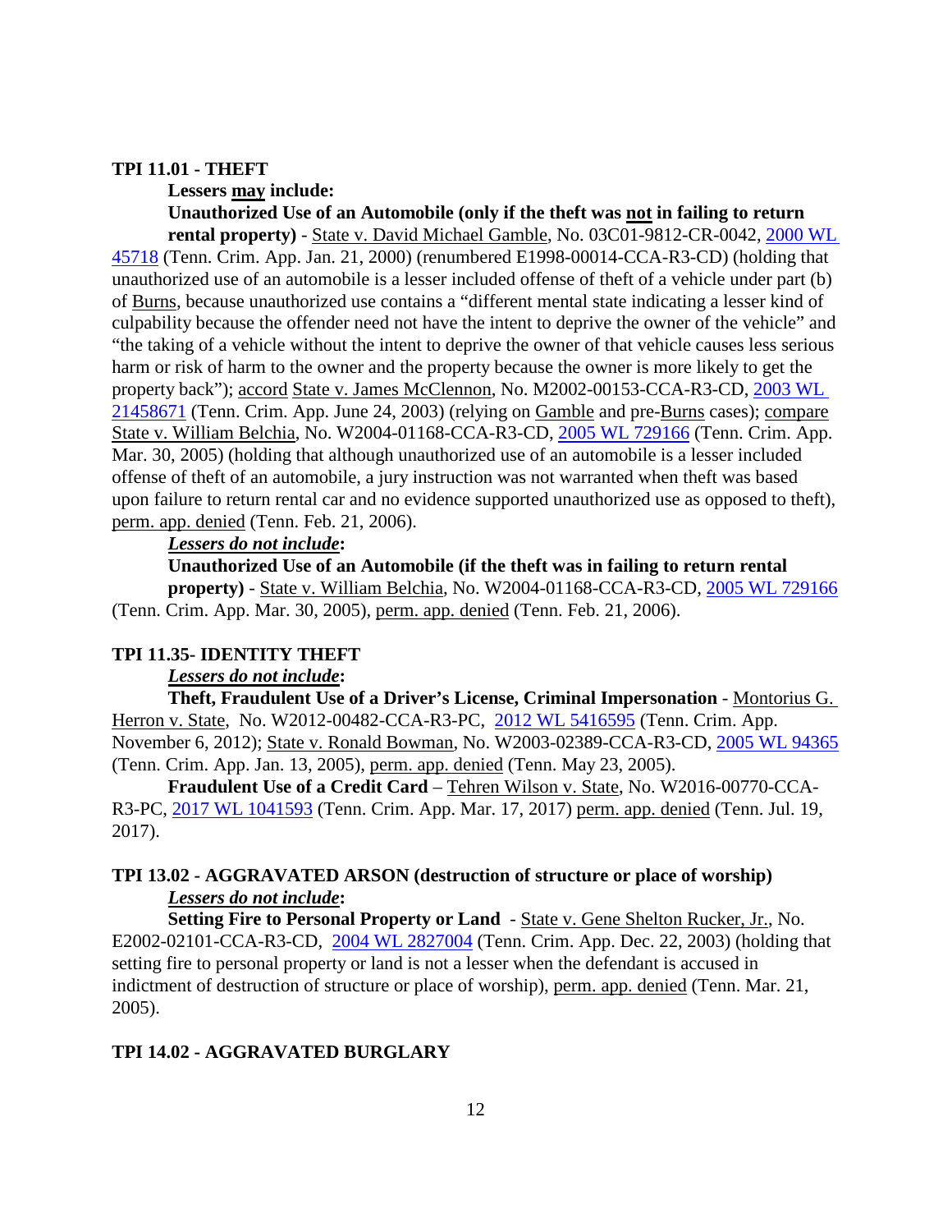**TPI 11.01 - THEFT**

**Lessers <u>may</u> include:**

**Unauthorized Use of an Automobile (only if the theft was <u>not</u> in failing to return rental property)** - <u>State v. David Michael Gamble</u>, No. 03C01-9812-CR-0042, 2000 WL 45718 (Tenn. Crim. App. Jan. 21, 2000) (renumbered E1998-00014-CCA-R3-CD) (holding that unauthorized use of an automobile is a lesser included offense of theft of a vehicle under part (b) of <u>Burns</u>, because unauthorized use contains a "different mental state indicating a lesser kind of culpability because the offender need not have the intent to deprive the owner of the vehicle" and "the taking of a vehicle without the intent to deprive the owner of that vehicle causes less serious harm or risk of harm to the owner and the property because the owner is more likely to get the property back"); <u>accord</u> <u>State v. James McClennon</u>, No. M2002-00153-CCA-R3-CD, 2003 WL 21458671 (Tenn. Crim. App. June 24, 2003) (relying on <u>Gamble</u> and pre-<u>Burns</u> cases); <u>compare</u> <u>State v. William Belchia</u>, No. W2004-01168-CCA-R3-CD, 2005 WL 729166 (Tenn. Crim. App. Mar. 30, 2005) (holding that although unauthorized use of an automobile is a lesser included offense of theft of an automobile, a jury instruction was not warranted when theft was based upon failure to return rental car and no evidence supported unauthorized use as opposed to theft), <u>perm. app. denied</u> (Tenn. Feb. 21, 2006).

***<u>Lessers do not include</u>*:**

**Unauthorized Use of an Automobile (if the theft was in failing to return rental property)** - <u>State v. William Belchia</u>, No. W2004-01168-CCA-R3-CD, 2005 WL 729166 (Tenn. Crim. App. Mar. 30, 2005), <u>perm. app. denied</u> (Tenn. Feb. 21, 2006).

**TPI 11.35- IDENTITY THEFT**

***<u>Lessers do not include</u>*:**

**Theft, Fraudulent Use of a Driver's License, Criminal Impersonation** - <u>Montorius G. Herron v. State</u>, No. W2012-00482-CCA-R3-PC, 2012 WL 5416595 (Tenn. Crim. App. November 6, 2012); <u>State v. Ronald Bowman</u>, No. W2003-02389-CCA-R3-CD, 2005 WL 94365 (Tenn. Crim. App. Jan. 13, 2005), <u>perm. app. denied</u> (Tenn. May 23, 2005).

**Fraudulent Use of a Credit Card** – <u>Tehren Wilson v. State</u>, No. W2016-00770-CCA-R3-PC, 2017 WL 1041593 (Tenn. Crim. App. Mar. 17, 2017) <u>perm. app. denied</u> (Tenn. Jul. 19, 2017).

**TPI 13.02 - AGGRAVATED ARSON (destruction of structure or place of worship)**

***<u>Lessers do not include</u>*:**

**Setting Fire to Personal Property or Land** - <u>State v. Gene Shelton Rucker, Jr.</u>, No. E2002-02101-CCA-R3-CD, 2004 WL 2827004 (Tenn. Crim. App. Dec. 22, 2003) (holding that setting fire to personal property or land is not a lesser when the defendant is accused in indictment of destruction of structure or place of worship), <u>perm. app. denied</u> (Tenn. Mar. 21, 2005).

**TPI 14.02 - AGGRAVATED BURGLARY**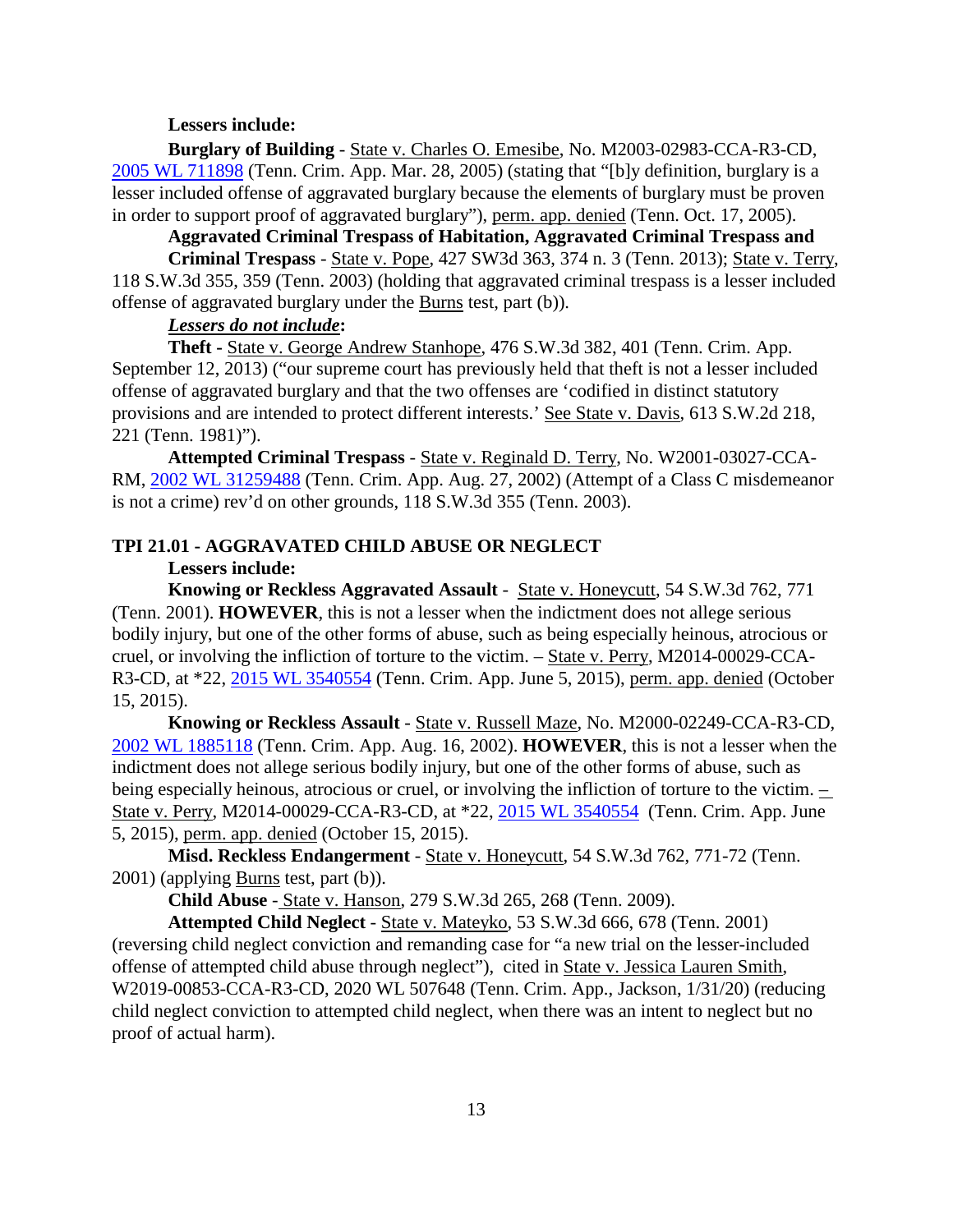**Lessers include:**

**Burglary of Building** - State v. Charles O. Emesibe, No. M2003-02983-CCA-R3-CD, 2005 WL 711898 (Tenn. Crim. App. Mar. 28, 2005) (stating that "[b]y definition, burglary is a lesser included offense of aggravated burglary because the elements of burglary must be proven in order to support proof of aggravated burglary"), perm. app. denied (Tenn. Oct. 17, 2005).

**Aggravated Criminal Trespass of Habitation, Aggravated Criminal Trespass and Criminal Trespass** - State v. Pope, 427 SW3d 363, 374 n. 3 (Tenn. 2013); State v. Terry, 118 S.W.3d 355, 359 (Tenn. 2003) (holding that aggravated criminal trespass is a lesser included offense of aggravated burglary under the Burns test, part (b)).

***Lessers do not include*:**

**Theft** - State v. George Andrew Stanhope, 476 S.W.3d 382, 401 (Tenn. Crim. App. September 12, 2013) ("our supreme court has previously held that theft is not a lesser included offense of aggravated burglary and that the two offenses are 'codified in distinct statutory provisions and are intended to protect different interests.' See State v. Davis, 613 S.W.2d 218, 221 (Tenn. 1981)").

**Attempted Criminal Trespass** - State v. Reginald D. Terry, No. W2001-03027-CCA-RM, 2002 WL 31259488 (Tenn. Crim. App. Aug. 27, 2002) (Attempt of a Class C misdemeanor is not a crime) rev'd on other grounds, 118 S.W.3d 355 (Tenn. 2003).

## TPI 21.01 - AGGRAVATED CHILD ABUSE OR NEGLECT

**Lessers include:**

**Knowing or Reckless Aggravated Assault** - State v. Honeycutt, 54 S.W.3d 762, 771 (Tenn. 2001). **HOWEVER**, this is not a lesser when the indictment does not allege serious bodily injury, but one of the other forms of abuse, such as being especially heinous, atrocious or cruel, or involving the infliction of torture to the victim. – State v. Perry, M2014-00029-CCA-R3-CD, at *22, 2015 WL 3540554 (Tenn. Crim. App. June 5, 2015), perm. app. denied (October 15, 2015).

**Knowing or Reckless Assault** - State v. Russell Maze, No. M2000-02249-CCA-R3-CD, 2002 WL 1885118 (Tenn. Crim. App. Aug. 16, 2002). **HOWEVER**, this is not a lesser when the indictment does not allege serious bodily injury, but one of the other forms of abuse, such as being especially heinous, atrocious or cruel, or involving the infliction of torture to the victim. – State v. Perry, M2014-00029-CCA-R3-CD, at *22, 2015 WL 3540554 (Tenn. Crim. App. June 5, 2015), perm. app. denied (October 15, 2015).

**Misd. Reckless Endangerment** - State v. Honeycutt, 54 S.W.3d 762, 771-72 (Tenn. 2001) (applying Burns test, part (b)).

**Child Abuse** - State v. Hanson, 279 S.W.3d 265, 268 (Tenn. 2009).

**Attempted Child Neglect** - State v. Mateyko, 53 S.W.3d 666, 678 (Tenn. 2001) (reversing child neglect conviction and remanding case for "a new trial on the lesser-included offense of attempted child abuse through neglect"), cited in State v. Jessica Lauren Smith, W2019-00853-CCA-R3-CD, 2020 WL 507648 (Tenn. Crim. App., Jackson, 1/31/20) (reducing child neglect conviction to attempted child neglect, when there was an intent to neglect but no proof of actual harm).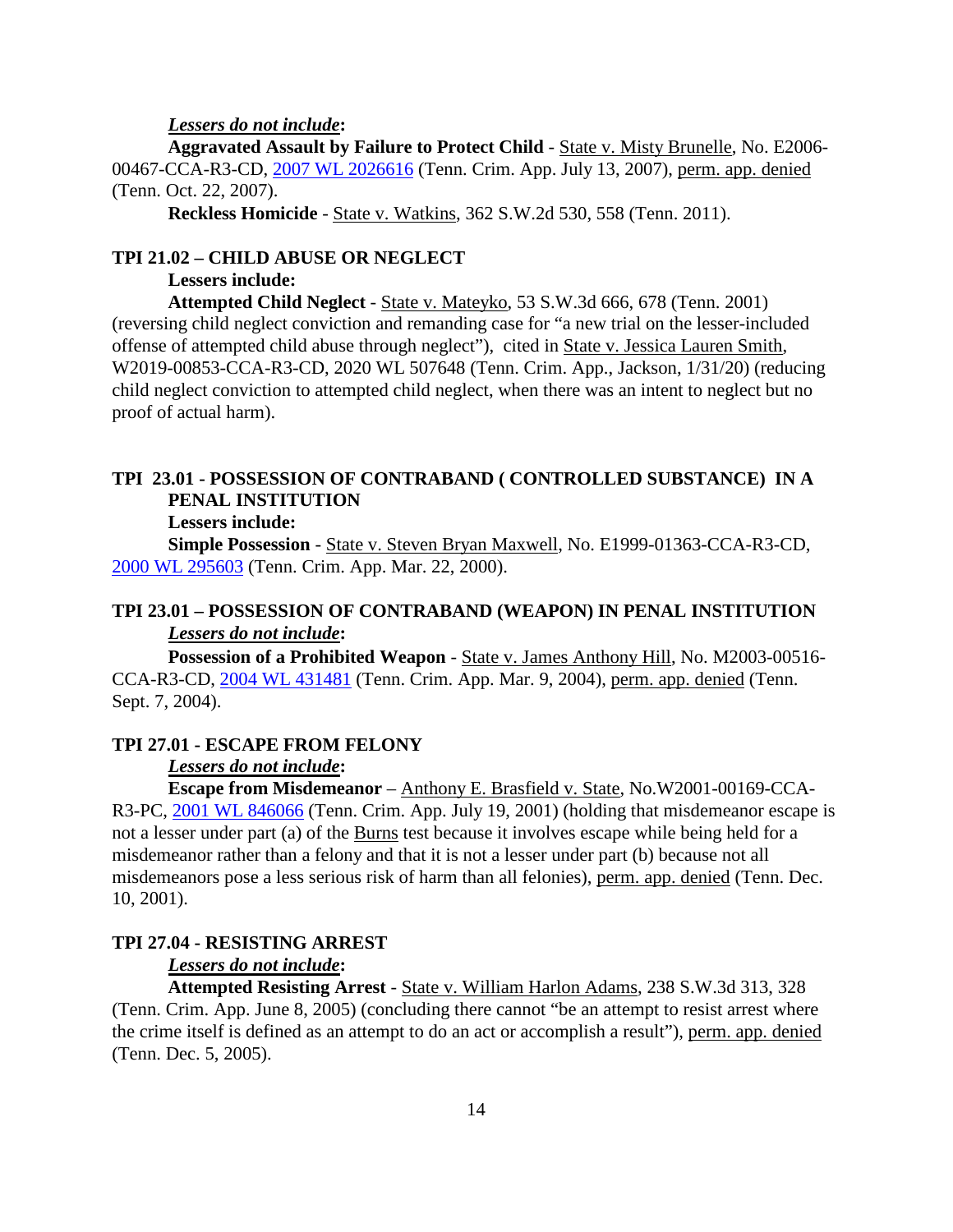***Lessers do not include*:**

**Aggravated Assault by Failure to Protect Child** - State v. Misty Brunelle, No. E2006-00467-CCA-R3-CD, 2007 WL 2026616 (Tenn. Crim. App. July 13, 2007), perm. app. denied (Tenn. Oct. 22, 2007).

**Reckless Homicide** - State v. Watkins, 362 S.W.2d 530, 558 (Tenn. 2011).

### TPI 21.02 – CHILD ABUSE OR NEGLECT

**Lessers include:**

**Attempted Child Neglect** - State v. Mateyko, 53 S.W.3d 666, 678 (Tenn. 2001) (reversing child neglect conviction and remanding case for "a new trial on the lesser-included offense of attempted child abuse through neglect"), cited in State v. Jessica Lauren Smith, W2019-00853-CCA-R3-CD, 2020 WL 507648 (Tenn. Crim. App., Jackson, 1/31/20) (reducing child neglect conviction to attempted child neglect, when there was an intent to neglect but no proof of actual harm).

### TPI 23.01 - POSSESSION OF CONTRABAND ( CONTROLLED SUBSTANCE) IN A PENAL INSTITUTION

**Lessers include:**

**Simple Possession** - State v. Steven Bryan Maxwell, No. E1999-01363-CCA-R3-CD, 2000 WL 295603 (Tenn. Crim. App. Mar. 22, 2000).

### TPI 23.01 – POSSESSION OF CONTRABAND (WEAPON) IN PENAL INSTITUTION

***Lessers do not include*:**

**Possession of a Prohibited Weapon** - State v. James Anthony Hill, No. M2003-00516-CCA-R3-CD, 2004 WL 431481 (Tenn. Crim. App. Mar. 9, 2004), perm. app. denied (Tenn. Sept. 7, 2004).

### TPI 27.01 - ESCAPE FROM FELONY

***Lessers do not include*:**

**Escape from Misdemeanor** – Anthony E. Brasfield v. State, No.W2001-00169-CCA-R3-PC, 2001 WL 846066 (Tenn. Crim. App. July 19, 2001) (holding that misdemeanor escape is not a lesser under part (a) of the Burns test because it involves escape while being held for a misdemeanor rather than a felony and that it is not a lesser under part (b) because not all misdemeanors pose a less serious risk of harm than all felonies), perm. app. denied (Tenn. Dec. 10, 2001).

### TPI 27.04 - RESISTING ARREST

***Lessers do not include*:**

**Attempted Resisting Arrest** - State v. William Harlon Adams, 238 S.W.3d 313, 328 (Tenn. Crim. App. June 8, 2005) (concluding there cannot "be an attempt to resist arrest where the crime itself is defined as an attempt to do an act or accomplish a result"), perm. app. denied (Tenn. Dec. 5, 2005).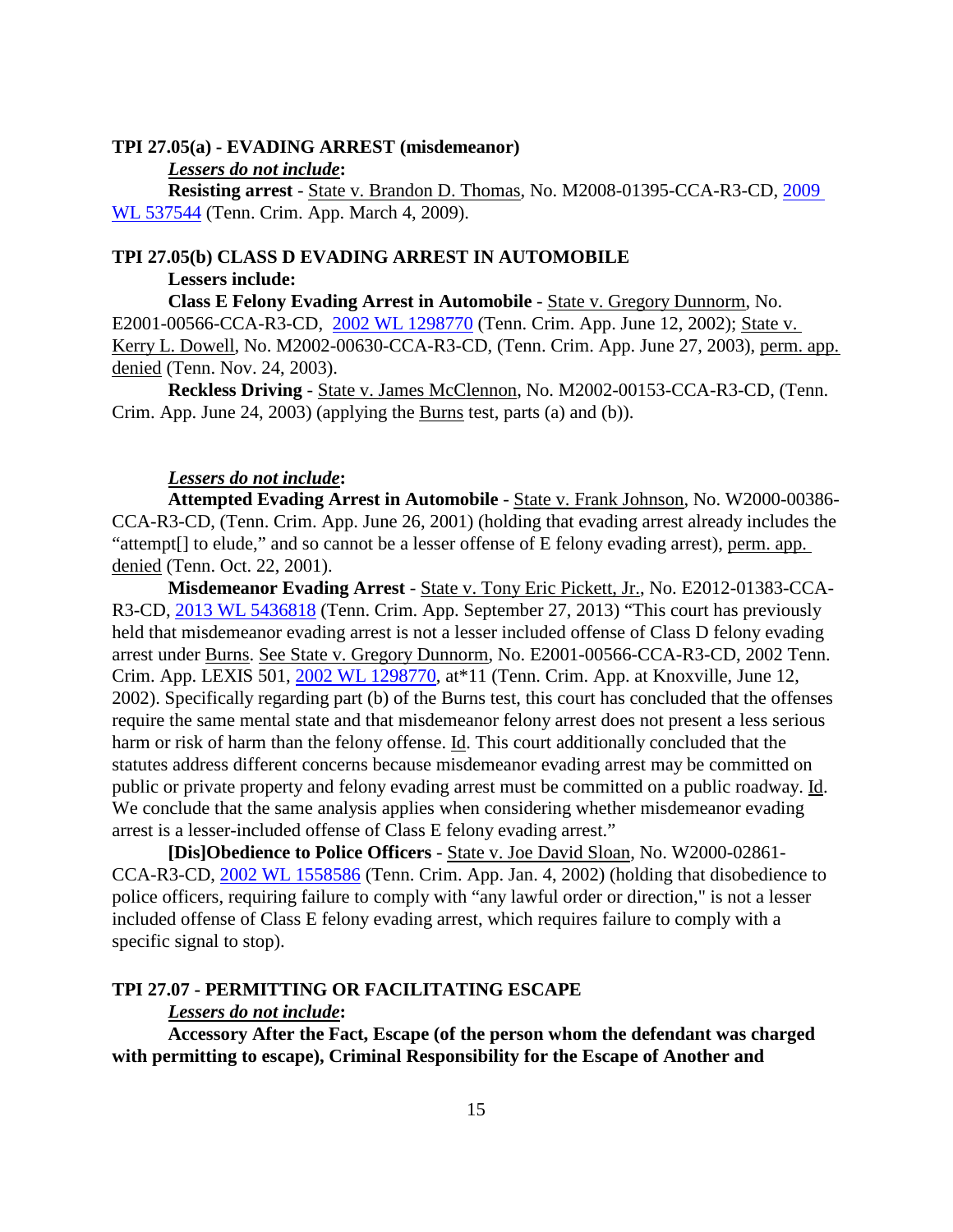**TPI 27.05(a) - EVADING ARREST (misdemeanor)**

***Lessers do not include*:**

**Resisting arrest** - State v. Brandon D. Thomas, No. M2008-01395-CCA-R3-CD, 2009 WL 537544 (Tenn. Crim. App. March 4, 2009).

**TPI 27.05(b) CLASS D EVADING ARREST IN AUTOMOBILE**

**Lessers include:**

**Class E Felony Evading Arrest in Automobile** - State v. Gregory Dunnorm, No. E2001-00566-CCA-R3-CD, 2002 WL 1298770 (Tenn. Crim. App. June 12, 2002); State v. Kerry L. Dowell, No. M2002-00630-CCA-R3-CD, (Tenn. Crim. App. June 27, 2003), perm. app. denied (Tenn. Nov. 24, 2003).

**Reckless Driving** - State v. James McClennon, No. M2002-00153-CCA-R3-CD, (Tenn. Crim. App. June 24, 2003) (applying the Burns test, parts (a) and (b)).

***Lessers do not include*:**

**Attempted Evading Arrest in Automobile** - State v. Frank Johnson, No. W2000-00386-CCA-R3-CD, (Tenn. Crim. App. June 26, 2001) (holding that evading arrest already includes the "attempt[] to elude," and so cannot be a lesser offense of E felony evading arrest), perm. app. denied (Tenn. Oct. 22, 2001).

**Misdemeanor Evading Arrest** - State v. Tony Eric Pickett, Jr., No. E2012-01383-CCA-R3-CD, 2013 WL 5436818 (Tenn. Crim. App. September 27, 2013) "This court has previously held that misdemeanor evading arrest is not a lesser included offense of Class D felony evading arrest under Burns. See State v. Gregory Dunnorm, No. E2001-00566-CCA-R3-CD, 2002 Tenn. Crim. App. LEXIS 501, 2002 WL 1298770, at*11 (Tenn. Crim. App. at Knoxville, June 12, 2002). Specifically regarding part (b) of the Burns test, this court has concluded that the offenses require the same mental state and that misdemeanor felony arrest does not present a less serious harm or risk of harm than the felony offense. Id. This court additionally concluded that the statutes address different concerns because misdemeanor evading arrest may be committed on public or private property and felony evading arrest must be committed on a public roadway. Id. We conclude that the same analysis applies when considering whether misdemeanor evading arrest is a lesser-included offense of Class E felony evading arrest."

**[Dis]Obedience to Police Officers** - State v. Joe David Sloan, No. W2000-02861-CCA-R3-CD, 2002 WL 1558586 (Tenn. Crim. App. Jan. 4, 2002) (holding that disobedience to police officers, requiring failure to comply with "any lawful order or direction," is not a lesser included offense of Class E felony evading arrest, which requires failure to comply with a specific signal to stop).

**TPI 27.07 - PERMITTING OR FACILITATING ESCAPE**

***Lessers do not include*:**

**Accessory After the Fact, Escape (of the person whom the defendant was charged with permitting to escape), Criminal Responsibility for the Escape of Another and**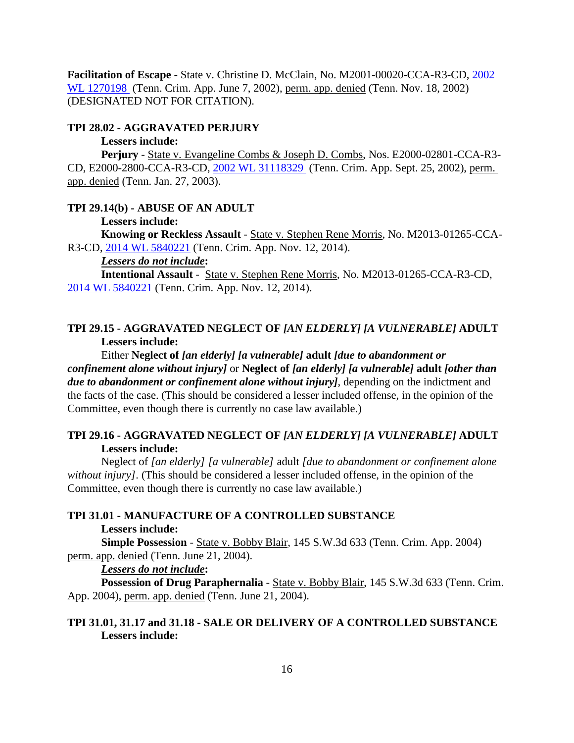**Facilitation of Escape** - State v. Christine D. McClain, No. M2001-00020-CCA-R3-CD, 2002 WL 1270198 (Tenn. Crim. App. June 7, 2002), perm. app. denied (Tenn. Nov. 18, 2002) (DESIGNATED NOT FOR CITATION).

**TPI 28.02 - AGGRAVATED PERJURY**

**Lessers include:**

**Perjury** - State v. Evangeline Combs & Joseph D. Combs, Nos. E2000-02801-CCA-R3-CD, E2000-2800-CCA-R3-CD, 2002 WL 31118329 (Tenn. Crim. App. Sept. 25, 2002), perm. app. denied (Tenn. Jan. 27, 2003).

**TPI 29.14(b) - ABUSE OF AN ADULT**

**Lessers include:**

**Knowing or Reckless Assault** - State v. Stephen Rene Morris, No. M2013-01265-CCA-R3-CD, 2014 WL 5840221 (Tenn. Crim. App. Nov. 12, 2014).

***Lessers do not include*:**

**Intentional Assault** - State v. Stephen Rene Morris, No. M2013-01265-CCA-R3-CD, 2014 WL 5840221 (Tenn. Crim. App. Nov. 12, 2014).

**TPI 29.15 - AGGRAVATED NEGLECT OF *[AN ELDERLY] [A VULNERABLE]* ADULT**

**Lessers include:**

Either **Neglect of *[an elderly] [a vulnerable]* adult *[due to abandonment or confinement alone without injury]*** or **Neglect of *[an elderly] [a vulnerable]* adult *[other than due to abandonment or confinement alone without injury]***, depending on the indictment and the facts of the case. (This should be considered a lesser included offense, in the opinion of the Committee, even though there is currently no case law available.)

**TPI 29.16 - AGGRAVATED NEGLECT OF *[AN ELDERLY] [A VULNERABLE]* ADULT**

**Lessers include:**

Neglect of *[an elderly] [a vulnerable]* adult *[due to abandonment or confinement alone without injury]*. (This should be considered a lesser included offense, in the opinion of the Committee, even though there is currently no case law available.)

**TPI 31.01 - MANUFACTURE OF A CONTROLLED SUBSTANCE**

**Lessers include:**

**Simple Possession** - State v. Bobby Blair, 145 S.W.3d 633 (Tenn. Crim. App. 2004) perm. app. denied (Tenn. June 21, 2004).

***Lessers do not include*:**

**Possession of Drug Paraphernalia** - State v. Bobby Blair, 145 S.W.3d 633 (Tenn. Crim. App. 2004), perm. app. denied (Tenn. June 21, 2004).

**TPI 31.01, 31.17 and 31.18 - SALE OR DELIVERY OF A CONTROLLED SUBSTANCE**

**Lessers include:**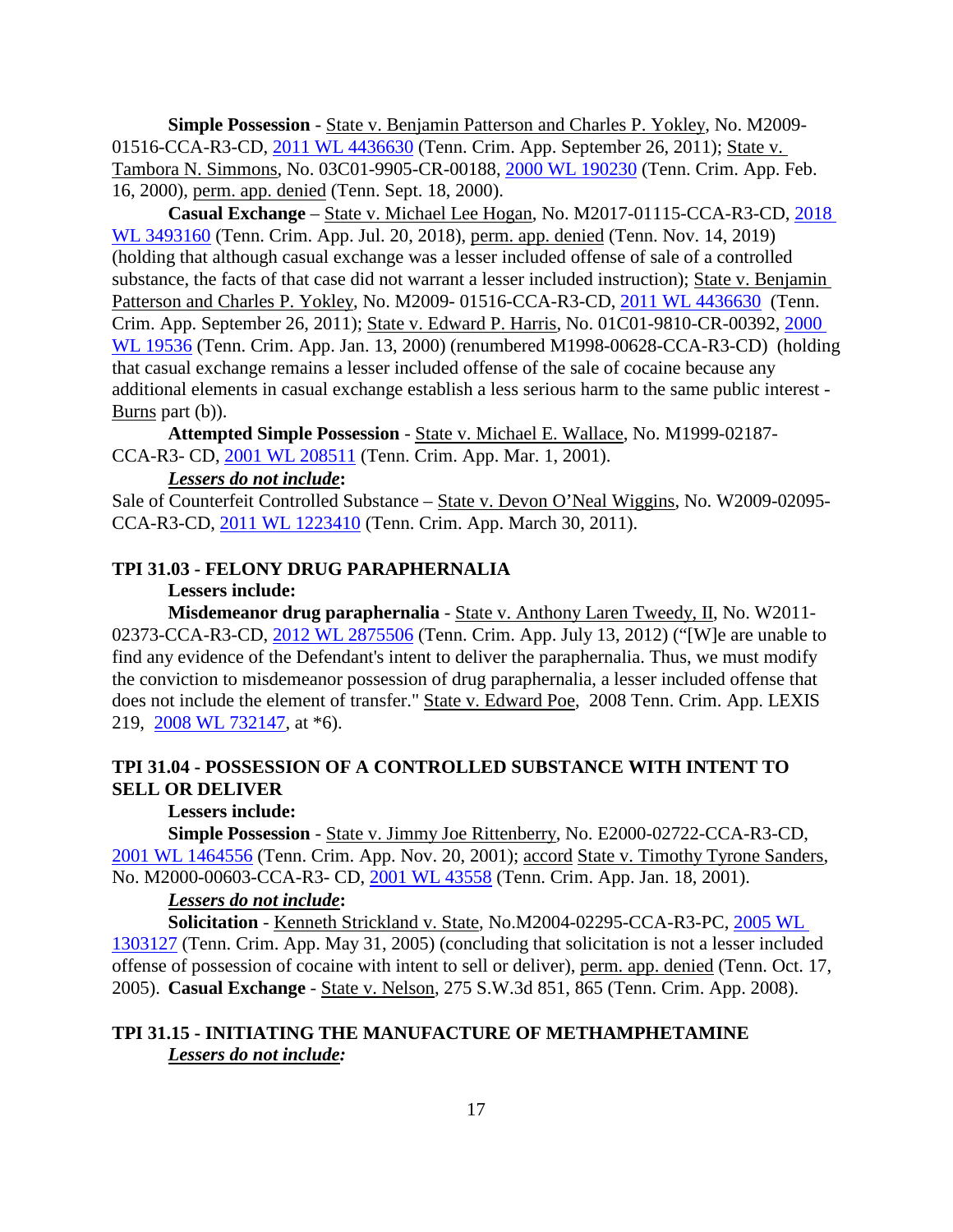**Simple Possession** - State v. Benjamin Patterson and Charles P. Yokley, No. M2009-01516-CCA-R3-CD, 2011 WL 4436630 (Tenn. Crim. App. September 26, 2011); State v. Tambora N. Simmons, No. 03C01-9905-CR-00188, 2000 WL 190230 (Tenn. Crim. App. Feb. 16, 2000), perm. app. denied (Tenn. Sept. 18, 2000).

**Casual Exchange** – State v. Michael Lee Hogan, No. M2017-01115-CCA-R3-CD, 2018 WL 3493160 (Tenn. Crim. App. Jul. 20, 2018), perm. app. denied (Tenn. Nov. 14, 2019) (holding that although casual exchange was a lesser included offense of sale of a controlled substance, the facts of that case did not warrant a lesser included instruction); State v. Benjamin Patterson and Charles P. Yokley, No. M2009- 01516-CCA-R3-CD, 2011 WL 4436630 (Tenn. Crim. App. September 26, 2011); State v. Edward P. Harris, No. 01C01-9810-CR-00392, 2000 WL 19536 (Tenn. Crim. App. Jan. 13, 2000) (renumbered M1998-00628-CCA-R3-CD) (holding that casual exchange remains a lesser included offense of the sale of cocaine because any additional elements in casual exchange establish a less serious harm to the same public interest - Burns part (b)).

**Attempted Simple Possession** - State v. Michael E. Wallace, No. M1999-02187-CCA-R3- CD, 2001 WL 208511 (Tenn. Crim. App. Mar. 1, 2001).

***Lessers do not include*:**

Sale of Counterfeit Controlled Substance – State v. Devon O'Neal Wiggins, No. W2009-02095-CCA-R3-CD, 2011 WL 1223410 (Tenn. Crim. App. March 30, 2011).

## TPI 31.03 - FELONY DRUG PARAPHERNALIA

**Lessers include:**

**Misdemeanor drug paraphernalia** - State v. Anthony Laren Tweedy, II, No. W2011-02373-CCA-R3-CD, 2012 WL 2875506 (Tenn. Crim. App. July 13, 2012) ("[W]e are unable to find any evidence of the Defendant's intent to deliver the paraphernalia. Thus, we must modify the conviction to misdemeanor possession of drug paraphernalia, a lesser included offense that does not include the element of transfer." State v. Edward Poe, 2008 Tenn. Crim. App. LEXIS 219, 2008 WL 732147, at *6).

## TPI 31.04 - POSSESSION OF A CONTROLLED SUBSTANCE WITH INTENT TO SELL OR DELIVER

**Lessers include:**

**Simple Possession** - State v. Jimmy Joe Rittenberry, No. E2000-02722-CCA-R3-CD, 2001 WL 1464556 (Tenn. Crim. App. Nov. 20, 2001); accord State v. Timothy Tyrone Sanders, No. M2000-00603-CCA-R3- CD, 2001 WL 43558 (Tenn. Crim. App. Jan. 18, 2001).

***Lessers do not include*:**

**Solicitation** - Kenneth Strickland v. State, No.M2004-02295-CCA-R3-PC, 2005 WL 1303127 (Tenn. Crim. App. May 31, 2005) (concluding that solicitation is not a lesser included offense of possession of cocaine with intent to sell or deliver), perm. app. denied (Tenn. Oct. 17, 2005). **Casual Exchange** - State v. Nelson, 275 S.W.3d 851, 865 (Tenn. Crim. App. 2008).

## TPI 31.15 - INITIATING THE MANUFACTURE OF METHAMPHETAMINE

***Lessers do not include:***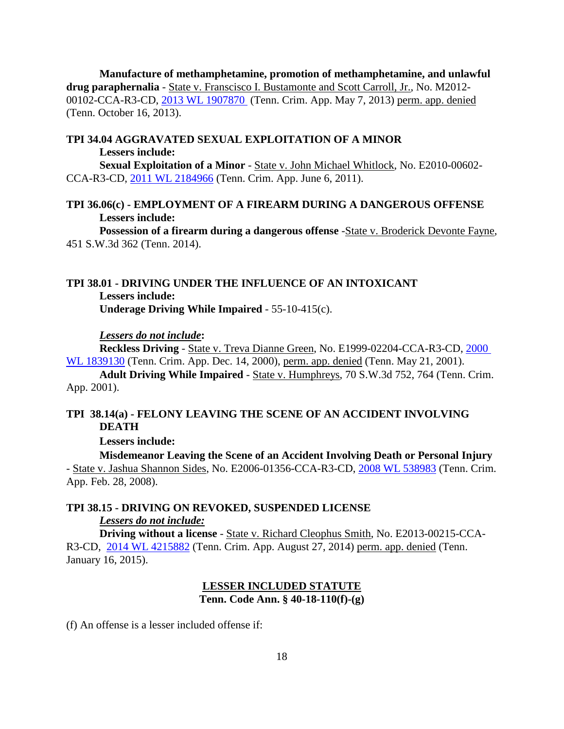**Manufacture of methamphetamine, promotion of methamphetamine, and unlawful drug paraphernalia** - State v. Franscisco I. Bustamonte and Scott Carroll, Jr., No. M2012-00102-CCA-R3-CD, 2013 WL 1907870 (Tenn. Crim. App. May 7, 2013) perm. app. denied (Tenn. October 16, 2013).

### TPI 34.04 AGGRAVATED SEXUAL EXPLOITATION OF A MINOR

**Lessers include:**

**Sexual Exploitation of a Minor** - State v. John Michael Whitlock, No. E2010-00602-CCA-R3-CD, 2011 WL 2184966 (Tenn. Crim. App. June 6, 2011).

### TPI 36.06(c) - EMPLOYMENT OF A FIREARM DURING A DANGEROUS OFFENSE

**Lessers include:**

**Possession of a firearm during a dangerous offense** -State v. Broderick Devonte Fayne, 451 S.W.3d 362 (Tenn. 2014).

### TPI 38.01 - DRIVING UNDER THE INFLUENCE OF AN INTOXICANT

**Lessers include:**

**Underage Driving While Impaired** - 55-10-415(c).

***Lessers do not include*:**

**Reckless Driving** - State v. Treva Dianne Green, No. E1999-02204-CCA-R3-CD, 2000 WL 1839130 (Tenn. Crim. App. Dec. 14, 2000), perm. app. denied (Tenn. May 21, 2001).

**Adult Driving While Impaired** - State v. Humphreys, 70 S.W.3d 752, 764 (Tenn. Crim. App. 2001).

### TPI 38.14(a) - FELONY LEAVING THE SCENE OF AN ACCIDENT INVOLVING DEATH

**Lessers include:**

**Misdemeanor Leaving the Scene of an Accident Involving Death or Personal Injury** - State v. Jashua Shannon Sides, No. E2006-01356-CCA-R3-CD, 2008 WL 538983 (Tenn. Crim. App. Feb. 28, 2008).

### TPI 38.15 - DRIVING ON REVOKED, SUSPENDED LICENSE

***Lessers do not include:***

**Driving without a license** - State v. Richard Cleophus Smith, No. E2013-00215-CCA-R3-CD, 2014 WL 4215882 (Tenn. Crim. App. August 27, 2014) perm. app. denied (Tenn. January 16, 2015).

## LESSER INCLUDED STATUTE
**Tenn. Code Ann. § 40-18-110(f)-(g)**

(f) An offense is a lesser included offense if: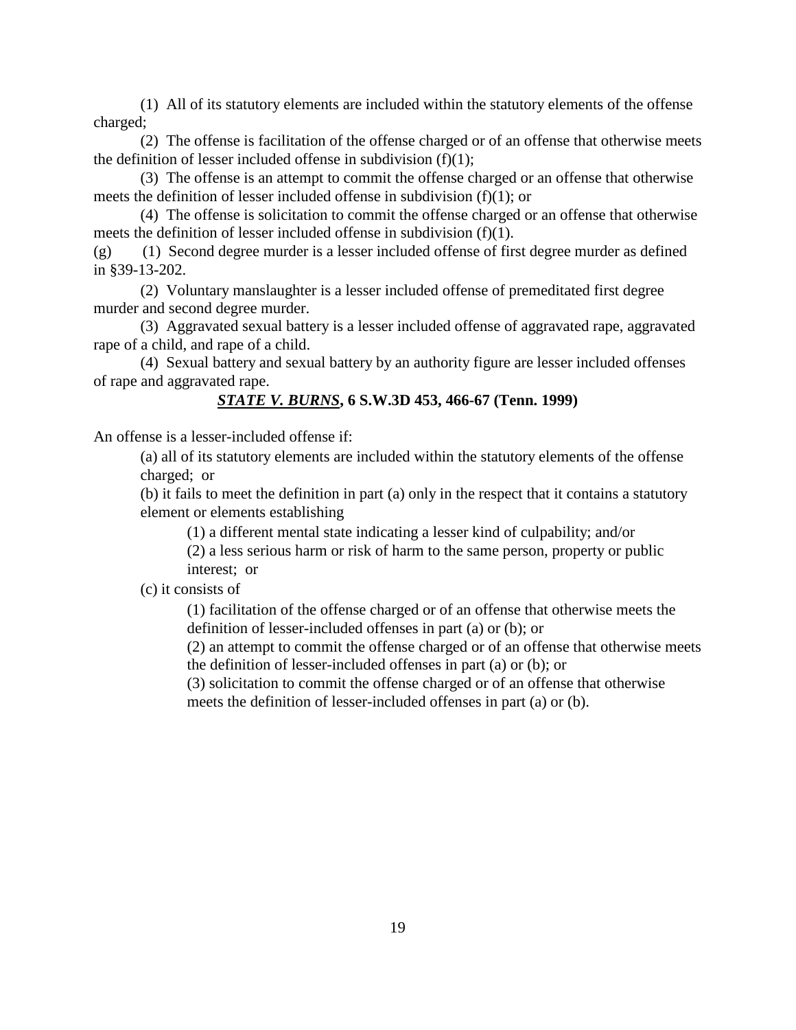(1) All of its statutory elements are included within the statutory elements of the offense charged;

(2) The offense is facilitation of the offense charged or of an offense that otherwise meets the definition of lesser included offense in subdivision (f)(1);

(3) The offense is an attempt to commit the offense charged or an offense that otherwise meets the definition of lesser included offense in subdivision (f)(1); or

(4) The offense is solicitation to commit the offense charged or an offense that otherwise meets the definition of lesser included offense in subdivision (f)(1).

(g) (1) Second degree murder is a lesser included offense of first degree murder as defined in §39-13-202.

(2) Voluntary manslaughter is a lesser included offense of premeditated first degree murder and second degree murder.

(3) Aggravated sexual battery is a lesser included offense of aggravated rape, aggravated rape of a child, and rape of a child.

(4) Sexual battery and sexual battery by an authority figure are lesser included offenses of rape and aggravated rape.

**_STATE V. BURNS_, 6 S.W.3D 453, 466-67 (Tenn. 1999)**

An offense is a lesser-included offense if:

(a) all of its statutory elements are included within the statutory elements of the offense charged; or

(b) it fails to meet the definition in part (a) only in the respect that it contains a statutory element or elements establishing

(1) a different mental state indicating a lesser kind of culpability; and/or

(2) a less serious harm or risk of harm to the same person, property or public interest; or

(c) it consists of

(1) facilitation of the offense charged or of an offense that otherwise meets the definition of lesser-included offenses in part (a) or (b); or

(2) an attempt to commit the offense charged or of an offense that otherwise meets the definition of lesser-included offenses in part (a) or (b); or

(3) solicitation to commit the offense charged or of an offense that otherwise meets the definition of lesser-included offenses in part (a) or (b).